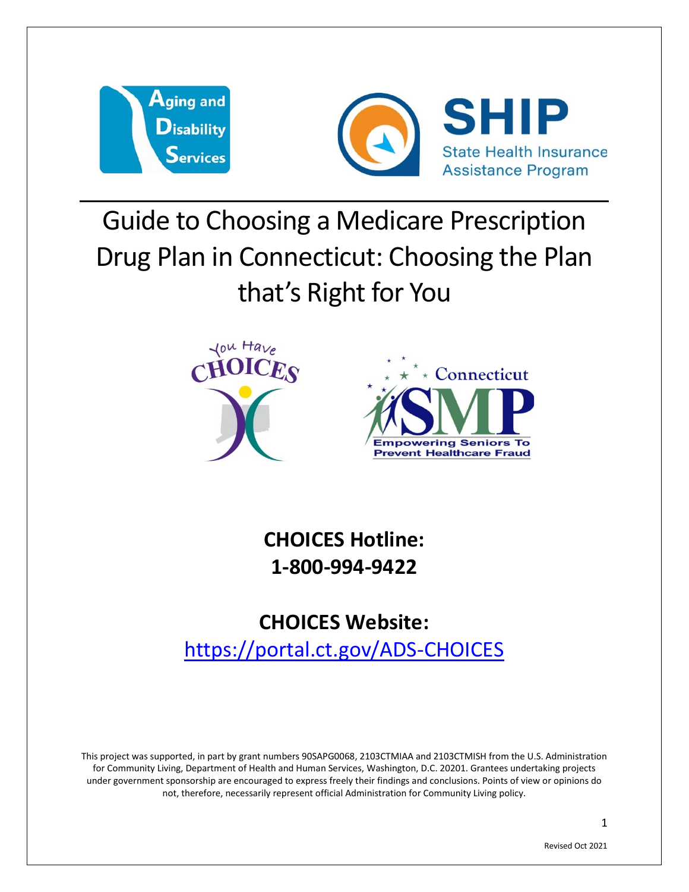# Guide to Choosing a Medicare Prescription Drug Plan in Connecticut: Choosing the Plan that's Right for You

**CHOICES Hotline: 1-800-994-9422**

**CHOICES Website:** https://portal.ct.gov/ADS-CHOICES

This project was supported, in part by grant numbers 90SAPG0068, 2103CTMIAA and 2103CTMISH from the U.S. Administration for Community Living, Department of Health and Human Services, Washington, D.C. 20201. Grantees undertaking projects under government sponsorship are encouraged to express freely their findings and conclusions. Points of view or opinions do not, therefore, necessarily represent official Administration for Community Living policy.

Revised Oct 2021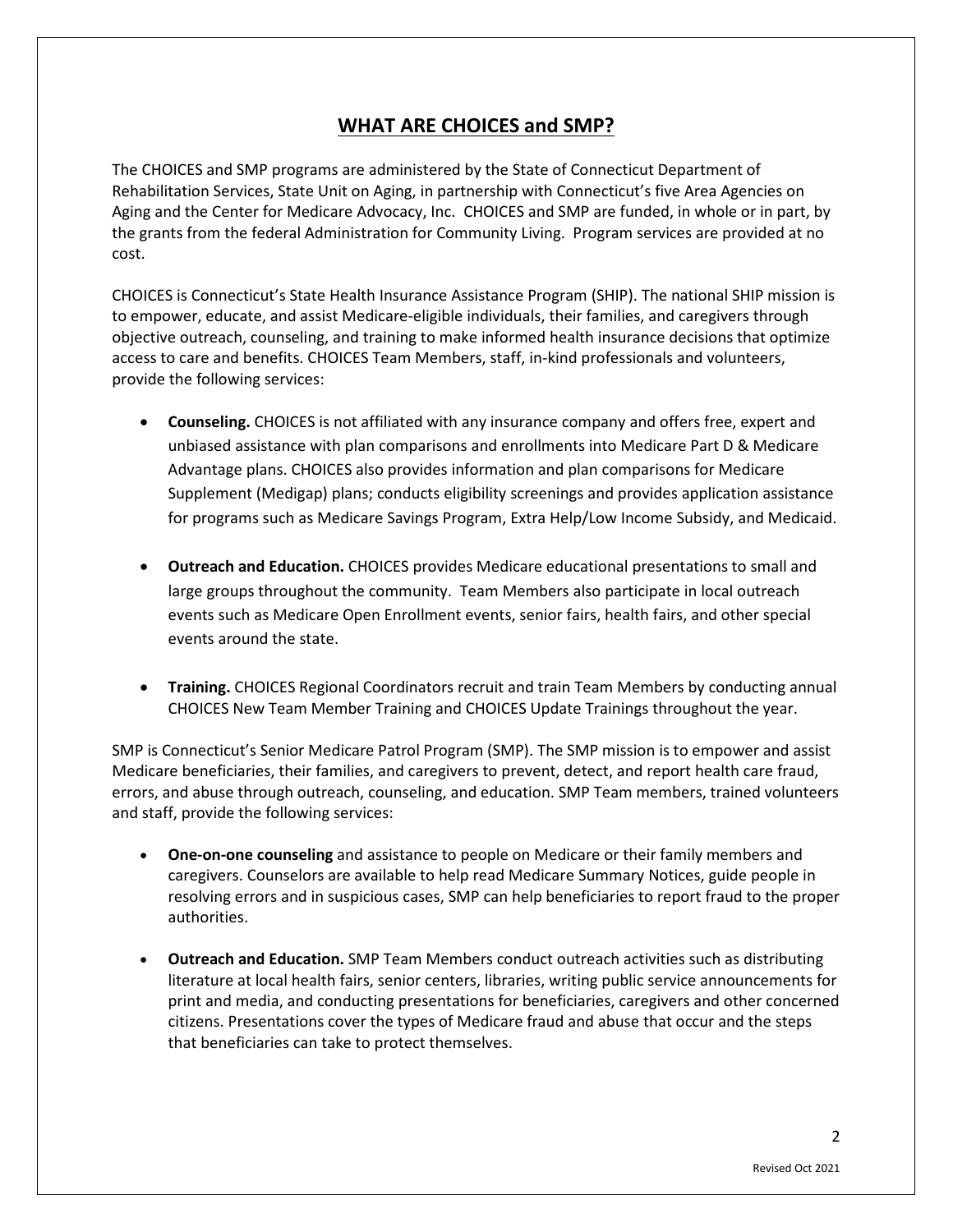# WHAT ARE CHOICES and SMP?

The CHOICES and SMP programs are administered by the State of Connecticut Department of Rehabilitation Services, State Unit on Aging, in partnership with Connecticut's five Area Agencies on Aging and the Center for Medicare Advocacy, Inc. CHOICES and SMP are funded, in whole or in part, by the grants from the federal Administration for Community Living. Program services are provided at no cost.

CHOICES is Connecticut's State Health Insurance Assistance Program (SHIP). The national SHIP mission is to empower, educate, and assist Medicare-eligible individuals, their families, and caregivers through objective outreach, counseling, and training to make informed health insurance decisions that optimize access to care and benefits. CHOICES Team Members, staff, in-kind professionals and volunteers, provide the following services:

- **Counseling.** CHOICES is not affiliated with any insurance company and offers free, expert and unbiased assistance with plan comparisons and enrollments into Medicare Part D & Medicare Advantage plans. CHOICES also provides information and plan comparisons for Medicare Supplement (Medigap) plans; conducts eligibility screenings and provides application assistance for programs such as Medicare Savings Program, Extra Help/Low Income Subsidy, and Medicaid.
- **Outreach and Education.** CHOICES provides Medicare educational presentations to small and large groups throughout the community. Team Members also participate in local outreach events such as Medicare Open Enrollment events, senior fairs, health fairs, and other special events around the state.
- **Training.** CHOICES Regional Coordinators recruit and train Team Members by conducting annual CHOICES New Team Member Training and CHOICES Update Trainings throughout the year.

SMP is Connecticut's Senior Medicare Patrol Program (SMP). The SMP mission is to empower and assist Medicare beneficiaries, their families, and caregivers to prevent, detect, and report health care fraud, errors, and abuse through outreach, counseling, and education. SMP Team members, trained volunteers and staff, provide the following services:

- **One-on-one counseling** and assistance to people on Medicare or their family members and caregivers. Counselors are available to help read Medicare Summary Notices, guide people in resolving errors and in suspicious cases, SMP can help beneficiaries to report fraud to the proper authorities.
- **Outreach and Education.** SMP Team Members conduct outreach activities such as distributing literature at local health fairs, senior centers, libraries, writing public service announcements for print and media, and conducting presentations for beneficiaries, caregivers and other concerned citizens. Presentations cover the types of Medicare fraud and abuse that occur and the steps that beneficiaries can take to protect themselves.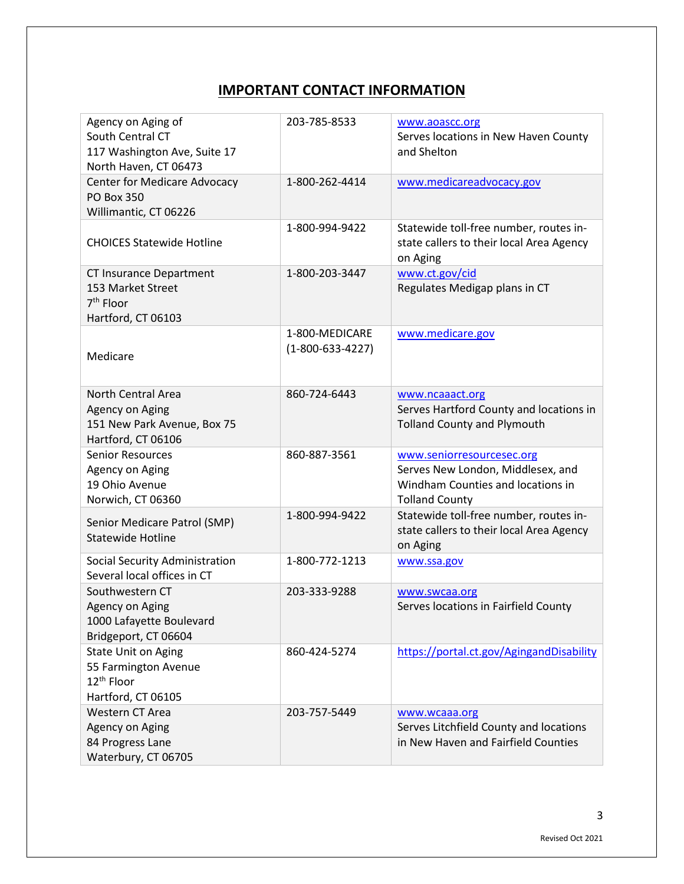## IMPORTANT CONTACT INFORMATION

| | | |
|---|---|---|
| Agency on Aging of South Central CT 117 Washington Ave, Suite 17 North Haven, CT 06473 | 203-785-8533 | www.aoascc.org Serves locations in New Haven County and Shelton |
| Center for Medicare Advocacy PO Box 350 Willimantic, CT 06226 | 1-800-262-4414 | www.medicareadvocacy.gov |
| CHOICES Statewide Hotline | 1-800-994-9422 | Statewide toll-free number, routes in-state callers to their local Area Agency on Aging |
| CT Insurance Department 153 Market Street 7th Floor Hartford, CT 06103 | 1-800-203-3447 | www.ct.gov/cid Regulates Medigap plans in CT |
| Medicare | 1-800-MEDICARE (1-800-633-4227) | www.medicare.gov |
| North Central Area Agency on Aging 151 New Park Avenue, Box 75 Hartford, CT 06106 | 860-724-6443 | www.ncaaact.org Serves Hartford County and locations in Tolland County and Plymouth |
| Senior Resources Agency on Aging 19 Ohio Avenue Norwich, CT 06360 | 860-887-3561 | www.seniorresourcesec.org Serves New London, Middlesex, and Windham Counties and locations in Tolland County |
| Senior Medicare Patrol (SMP) Statewide Hotline | 1-800-994-9422 | Statewide toll-free number, routes in-state callers to their local Area Agency on Aging |
| Social Security Administration Several local offices in CT | 1-800-772-1213 | www.ssa.gov |
| Southwestern CT Agency on Aging 1000 Lafayette Boulevard Bridgeport, CT 06604 | 203-333-9288 | www.swcaa.org Serves locations in Fairfield County |
| State Unit on Aging 55 Farmington Avenue 12th Floor Hartford, CT 06105 | 860-424-5274 | https://portal.ct.gov/AgingandDisability |
| Western CT Area Agency on Aging 84 Progress Lane Waterbury, CT 06705 | 203-757-5449 | www.wcaaa.org Serves Litchfield County and locations in New Haven and Fairfield Counties |

Revised Oct 2021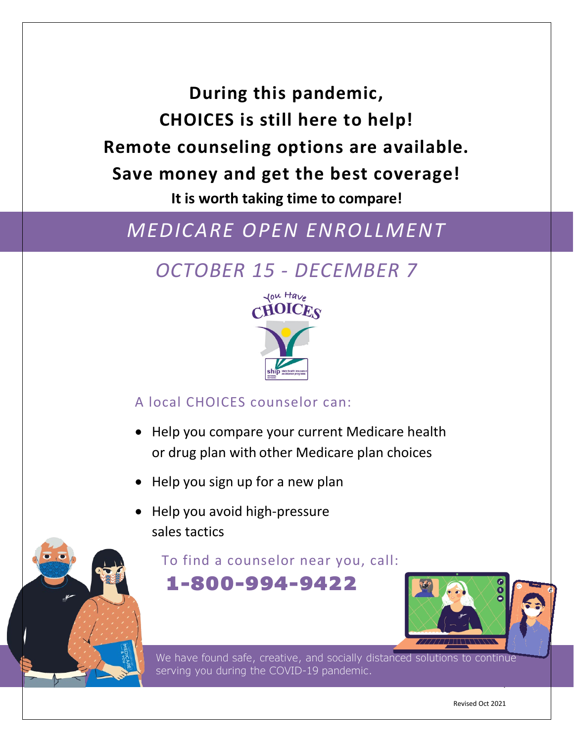**During this pandemic,**

**CHOICES is still here to help!**

**Remote counseling options are available.**

**Save money and get the best coverage!**

**It is worth taking time to compare!**

## *MEDICARE OPEN ENROLLMENT*

## *OCTOBER 15 - DECEMBER 7*

You Have CHOICES

ship state health insurance assistance program

A local CHOICES counselor can:

- Help you compare your current Medicare health or drug plan with other Medicare plan choices
- Help you sign up for a new plan
- Help you avoid high-pressure sales tactics

To find a counselor near you, call:

**1-800-994-9422**

We have found safe, creative, and socially distanced solutions to continue serving you during the COVID-19 pandemic.

Revised Oct 2021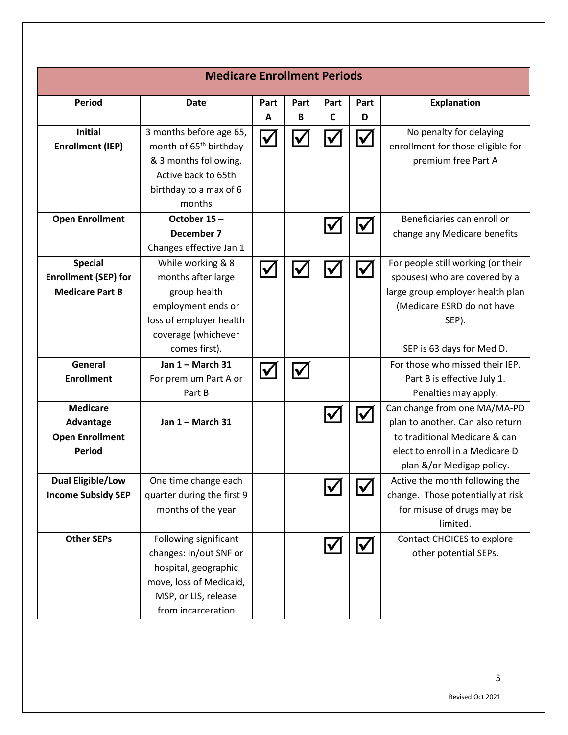## Medicare Enrollment Periods

| Period | Date | Part A | Part B | Part C | Part D | Explanation |
|---|---|---|---|---|---|---|
| **Initial Enrollment (IEP)** | 3 months before age 65, month of 65th birthday & 3 months following. Active back to 65th birthday to a max of 6 months | ☑ | ☑ | ☑ | ☑ | No penalty for delaying enrollment for those eligible for premium free Part A |
| **Open Enrollment** | **October 15 – December 7** Changes effective Jan 1 | | | ☑ | ☑ | Beneficiaries can enroll or change any Medicare benefits |
| **Special Enrollment (SEP) for Medicare Part B** | While working & 8 months after large group health employment ends or loss of employer health coverage (whichever comes first). | ☑ | ☑ | ☑ | ☑ | For people still working (or their spouses) who are covered by a large group employer health plan (Medicare ESRD do not have SEP). SEP is 63 days for Med D. |
| **General Enrollment** | **Jan 1 – March 31** For premium Part A or Part B | ☑ | ☑ | | | For those who missed their IEP. Part B is effective July 1. Penalties may apply. |
| **Medicare Advantage Open Enrollment Period** | **Jan 1 – March 31** | | | ☑ | ☑ | Can change from one MA/MA-PD plan to another. Can also return to traditional Medicare & can elect to enroll in a Medicare D plan &/or Medigap policy. |
| **Dual Eligible/Low Income Subsidy SEP** | One time change each quarter during the first 9 months of the year | | | ☑ | ☑ | Active the month following the change. Those potentially at risk for misuse of drugs may be limited. |
| **Other SEPs** | Following significant changes: in/out SNF or hospital, geographic move, loss of Medicaid, MSP, or LIS, release from incarceration | | | ☑ | ☑ | Contact CHOICES to explore other potential SEPs. |

Revised Oct 2021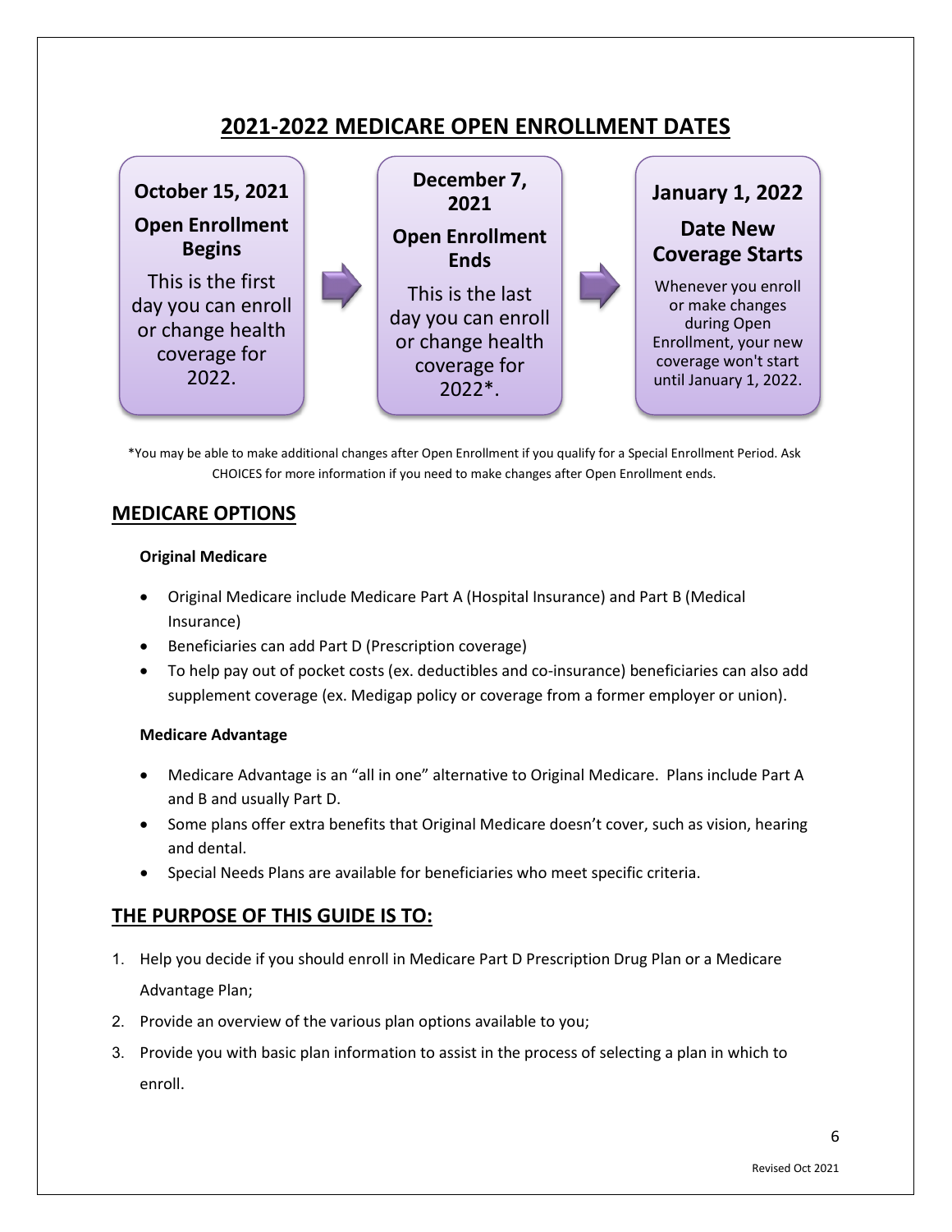## 2021-2022 MEDICARE OPEN ENROLLMENT DATES

**October 15, 2021**

**Open Enrollment Begins**

This is the first day you can enroll or change health coverage for 2022.

**December 7, 2021**

**Open Enrollment Ends**

This is the last day you can enroll or change health coverage for 2022*.

**January 1, 2022**

**Date New Coverage Starts**

Whenever you enroll or make changes during Open Enrollment, your new coverage won't start until January 1, 2022.

*You may be able to make additional changes after Open Enrollment if you qualify for a Special Enrollment Period. Ask CHOICES for more information if you need to make changes after Open Enrollment ends.

## MEDICARE OPTIONS

**Original Medicare**

- Original Medicare include Medicare Part A (Hospital Insurance) and Part B (Medical Insurance)
- Beneficiaries can add Part D (Prescription coverage)
- To help pay out of pocket costs (ex. deductibles and co-insurance) beneficiaries can also add supplement coverage (ex. Medigap policy or coverage from a former employer or union).

**Medicare Advantage**

- Medicare Advantage is an "all in one" alternative to Original Medicare. Plans include Part A and B and usually Part D.
- Some plans offer extra benefits that Original Medicare doesn't cover, such as vision, hearing and dental.
- Special Needs Plans are available for beneficiaries who meet specific criteria.

## THE PURPOSE OF THIS GUIDE IS TO:

1. Help you decide if you should enroll in Medicare Part D Prescription Drug Plan or a Medicare Advantage Plan;
2. Provide an overview of the various plan options available to you;
3. Provide you with basic plan information to assist in the process of selecting a plan in which to enroll.

Revised Oct 2021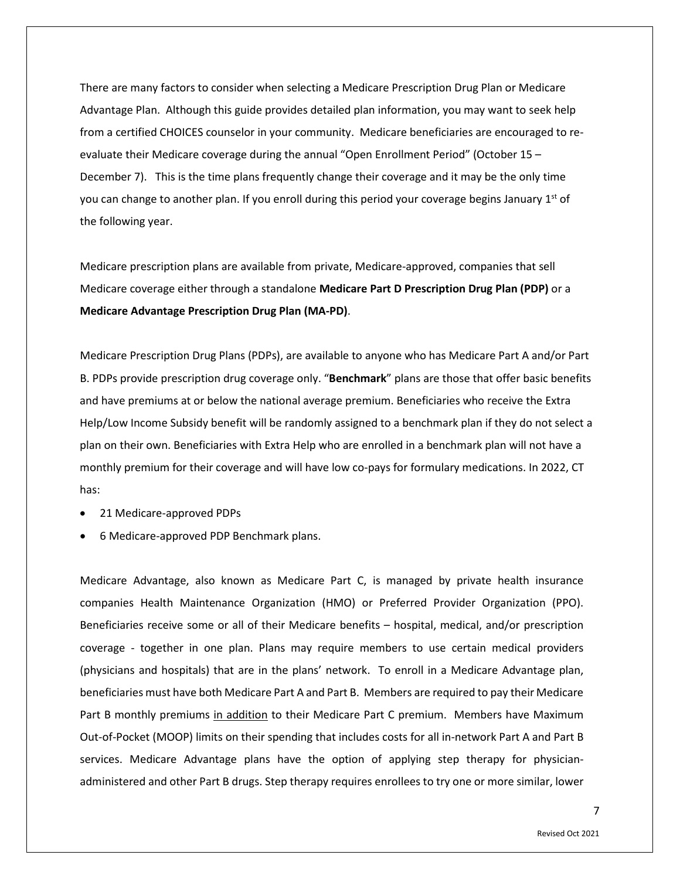There are many factors to consider when selecting a Medicare Prescription Drug Plan or Medicare Advantage Plan. Although this guide provides detailed plan information, you may want to seek help from a certified CHOICES counselor in your community. Medicare beneficiaries are encouraged to re-evaluate their Medicare coverage during the annual "Open Enrollment Period" (October 15 – December 7). This is the time plans frequently change their coverage and it may be the only time you can change to another plan. If you enroll during this period your coverage begins January 1st of the following year.

Medicare prescription plans are available from private, Medicare-approved, companies that sell Medicare coverage either through a standalone **Medicare Part D Prescription Drug Plan (PDP)** or a **Medicare Advantage Prescription Drug Plan (MA-PD)**.

Medicare Prescription Drug Plans (PDPs), are available to anyone who has Medicare Part A and/or Part B. PDPs provide prescription drug coverage only. "**Benchmark**" plans are those that offer basic benefits and have premiums at or below the national average premium. Beneficiaries who receive the Extra Help/Low Income Subsidy benefit will be randomly assigned to a benchmark plan if they do not select a plan on their own. Beneficiaries with Extra Help who are enrolled in a benchmark plan will not have a monthly premium for their coverage and will have low co-pays for formulary medications. In 2022, CT has:

- 21 Medicare-approved PDPs
- 6 Medicare-approved PDP Benchmark plans.

Medicare Advantage, also known as Medicare Part C, is managed by private health insurance companies Health Maintenance Organization (HMO) or Preferred Provider Organization (PPO). Beneficiaries receive some or all of their Medicare benefits – hospital, medical, and/or prescription coverage - together in one plan. Plans may require members to use certain medical providers (physicians and hospitals) that are in the plans' network. To enroll in a Medicare Advantage plan, beneficiaries must have both Medicare Part A and Part B. Members are required to pay their Medicare Part B monthly premiums in addition to their Medicare Part C premium. Members have Maximum Out-of-Pocket (MOOP) limits on their spending that includes costs for all in-network Part A and Part B services. Medicare Advantage plans have the option of applying step therapy for physician-administered and other Part B drugs. Step therapy requires enrollees to try one or more similar, lower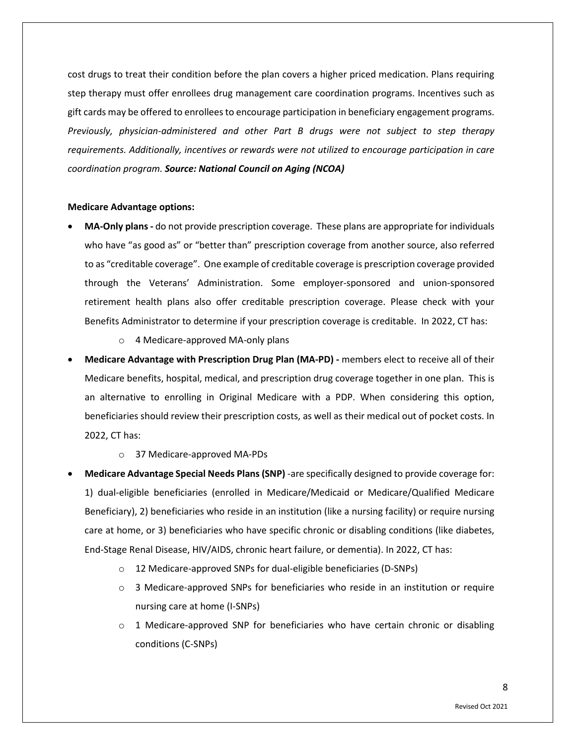cost drugs to treat their condition before the plan covers a higher priced medication. Plans requiring step therapy must offer enrollees drug management care coordination programs. Incentives such as gift cards may be offered to enrollees to encourage participation in beneficiary engagement programs. *Previously, physician-administered and other Part B drugs were not subject to step therapy requirements. Additionally, incentives or rewards were not utilized to encourage participation in care coordination program.* ***Source: National Council on Aging (NCOA)***

**Medicare Advantage options:**

- **MA-Only plans -** do not provide prescription coverage. These plans are appropriate for individuals who have "as good as" or "better than" prescription coverage from another source, also referred to as "creditable coverage". One example of creditable coverage is prescription coverage provided through the Veterans' Administration. Some employer-sponsored and union-sponsored retirement health plans also offer creditable prescription coverage. Please check with your Benefits Administrator to determine if your prescription coverage is creditable. In 2022, CT has:
    - 4 Medicare-approved MA-only plans
- **Medicare Advantage with Prescription Drug Plan (MA-PD) -** members elect to receive all of their Medicare benefits, hospital, medical, and prescription drug coverage together in one plan. This is an alternative to enrolling in Original Medicare with a PDP. When considering this option, beneficiaries should review their prescription costs, as well as their medical out of pocket costs. In 2022, CT has:
    - 37 Medicare-approved MA-PDs
- **Medicare Advantage Special Needs Plans (SNP)** -are specifically designed to provide coverage for: 1) dual-eligible beneficiaries (enrolled in Medicare/Medicaid or Medicare/Qualified Medicare Beneficiary), 2) beneficiaries who reside in an institution (like a nursing facility) or require nursing care at home, or 3) beneficiaries who have specific chronic or disabling conditions (like diabetes, End-Stage Renal Disease, HIV/AIDS, chronic heart failure, or dementia). In 2022, CT has:
    - 12 Medicare-approved SNPs for dual-eligible beneficiaries (D-SNPs)
    - 3 Medicare-approved SNPs for beneficiaries who reside in an institution or require nursing care at home (I-SNPs)
    - 1 Medicare-approved SNP for beneficiaries who have certain chronic or disabling conditions (C-SNPs)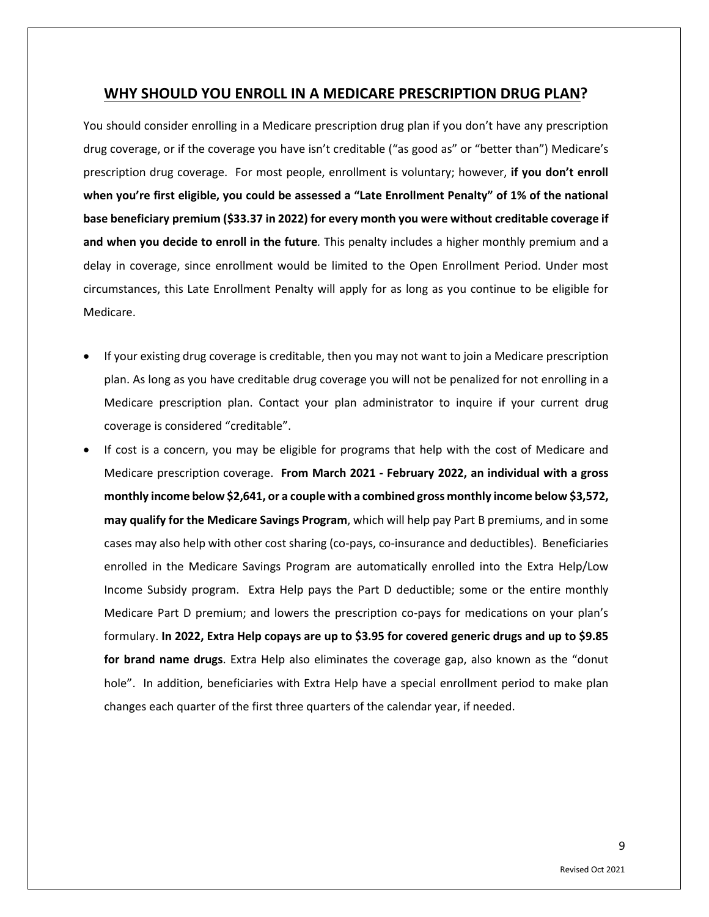## **WHY SHOULD YOU ENROLL IN A MEDICARE PRESCRIPTION DRUG PLAN?**

You should consider enrolling in a Medicare prescription drug plan if you don't have any prescription drug coverage, or if the coverage you have isn't creditable ("as good as" or "better than") Medicare's prescription drug coverage. For most people, enrollment is voluntary; however, **if you don't enroll when you're first eligible, you could be assessed a "Late Enrollment Penalty" of 1% of the national base beneficiary premium ($33.37 in 2022) for every month you were without creditable coverage if and when you decide to enroll in the future**. This penalty includes a higher monthly premium and a delay in coverage, since enrollment would be limited to the Open Enrollment Period. Under most circumstances, this Late Enrollment Penalty will apply for as long as you continue to be eligible for Medicare.

- If your existing drug coverage is creditable, then you may not want to join a Medicare prescription plan. As long as you have creditable drug coverage you will not be penalized for not enrolling in a Medicare prescription plan. Contact your plan administrator to inquire if your current drug coverage is considered "creditable".
- If cost is a concern, you may be eligible for programs that help with the cost of Medicare and Medicare prescription coverage. **From March 2021 - February 2022, an individual with a gross monthly income below $2,641, or a couple with a combined gross monthly income below $3,572, may qualify for the Medicare Savings Program**, which will help pay Part B premiums, and in some cases may also help with other cost sharing (co-pays, co-insurance and deductibles). Beneficiaries enrolled in the Medicare Savings Program are automatically enrolled into the Extra Help/Low Income Subsidy program. Extra Help pays the Part D deductible; some or the entire monthly Medicare Part D premium; and lowers the prescription co-pays for medications on your plan's formulary. **In 2022, Extra Help copays are up to $3.95 for covered generic drugs and up to $9.85 for brand name drugs**. Extra Help also eliminates the coverage gap, also known as the "donut hole". In addition, beneficiaries with Extra Help have a special enrollment period to make plan changes each quarter of the first three quarters of the calendar year, if needed.

Revised Oct 2021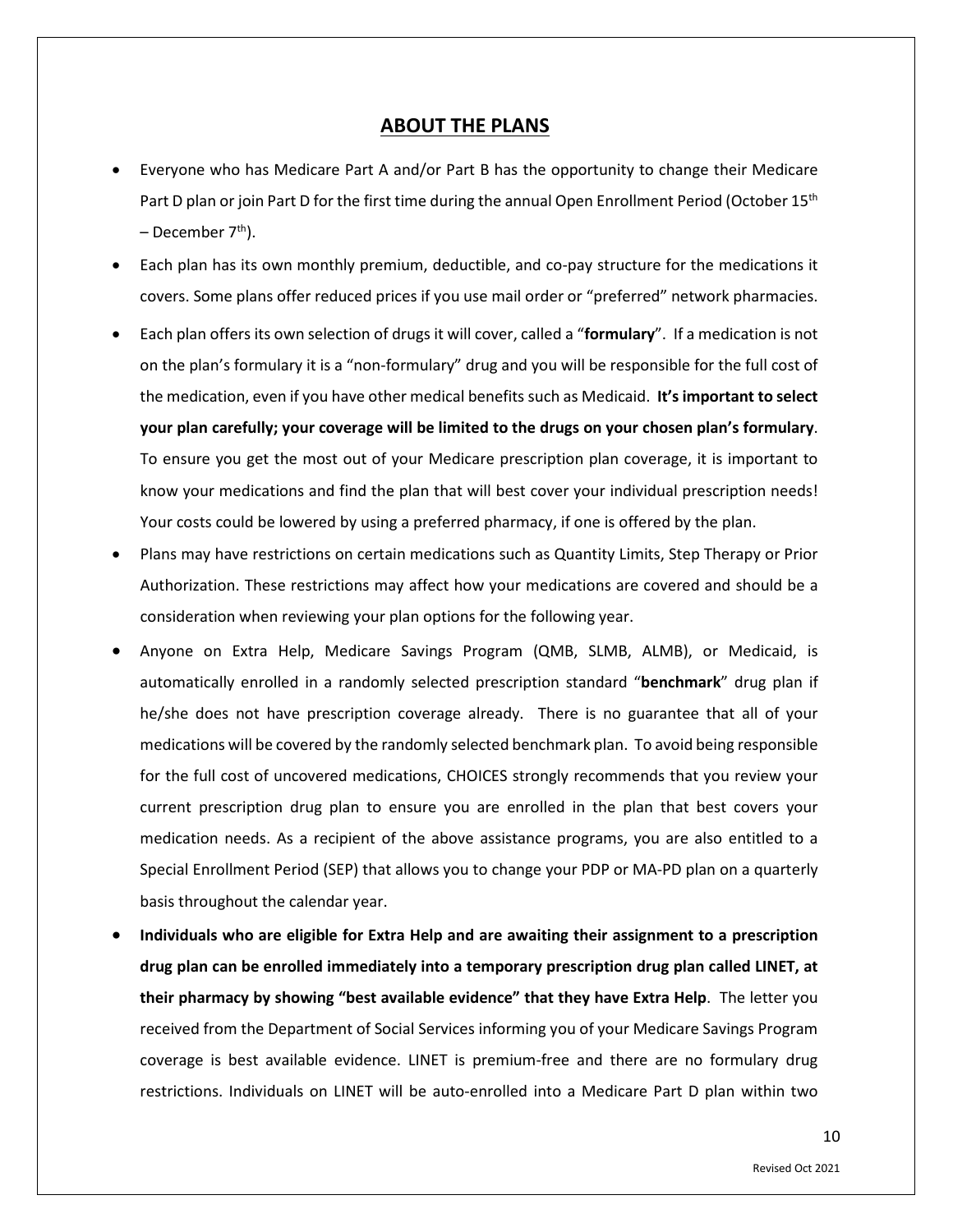## ABOUT THE PLANS

- Everyone who has Medicare Part A and/or Part B has the opportunity to change their Medicare Part D plan or join Part D for the first time during the annual Open Enrollment Period (October 15th – December 7th).
- Each plan has its own monthly premium, deductible, and co-pay structure for the medications it covers. Some plans offer reduced prices if you use mail order or "preferred" network pharmacies.
- Each plan offers its own selection of drugs it will cover, called a "**formulary**". If a medication is not on the plan's formulary it is a "non-formulary" drug and you will be responsible for the full cost of the medication, even if you have other medical benefits such as Medicaid. **It's important to select your plan carefully; your coverage will be limited to the drugs on your chosen plan's formulary**. To ensure you get the most out of your Medicare prescription plan coverage, it is important to know your medications and find the plan that will best cover your individual prescription needs! Your costs could be lowered by using a preferred pharmacy, if one is offered by the plan.
- Plans may have restrictions on certain medications such as Quantity Limits, Step Therapy or Prior Authorization. These restrictions may affect how your medications are covered and should be a consideration when reviewing your plan options for the following year.
- Anyone on Extra Help, Medicare Savings Program (QMB, SLMB, ALMB), or Medicaid, is automatically enrolled in a randomly selected prescription standard "**benchmark**" drug plan if he/she does not have prescription coverage already. There is no guarantee that all of your medications will be covered by the randomly selected benchmark plan. To avoid being responsible for the full cost of uncovered medications, CHOICES strongly recommends that you review your current prescription drug plan to ensure you are enrolled in the plan that best covers your medication needs. As a recipient of the above assistance programs, you are also entitled to a Special Enrollment Period (SEP) that allows you to change your PDP or MA-PD plan on a quarterly basis throughout the calendar year.
- **Individuals who are eligible for Extra Help and are awaiting their assignment to a prescription drug plan can be enrolled immediately into a temporary prescription drug plan called LINET, at their pharmacy by showing "best available evidence" that they have Extra Help**. The letter you received from the Department of Social Services informing you of your Medicare Savings Program coverage is best available evidence. LINET is premium-free and there are no formulary drug restrictions. Individuals on LINET will be auto-enrolled into a Medicare Part D plan within two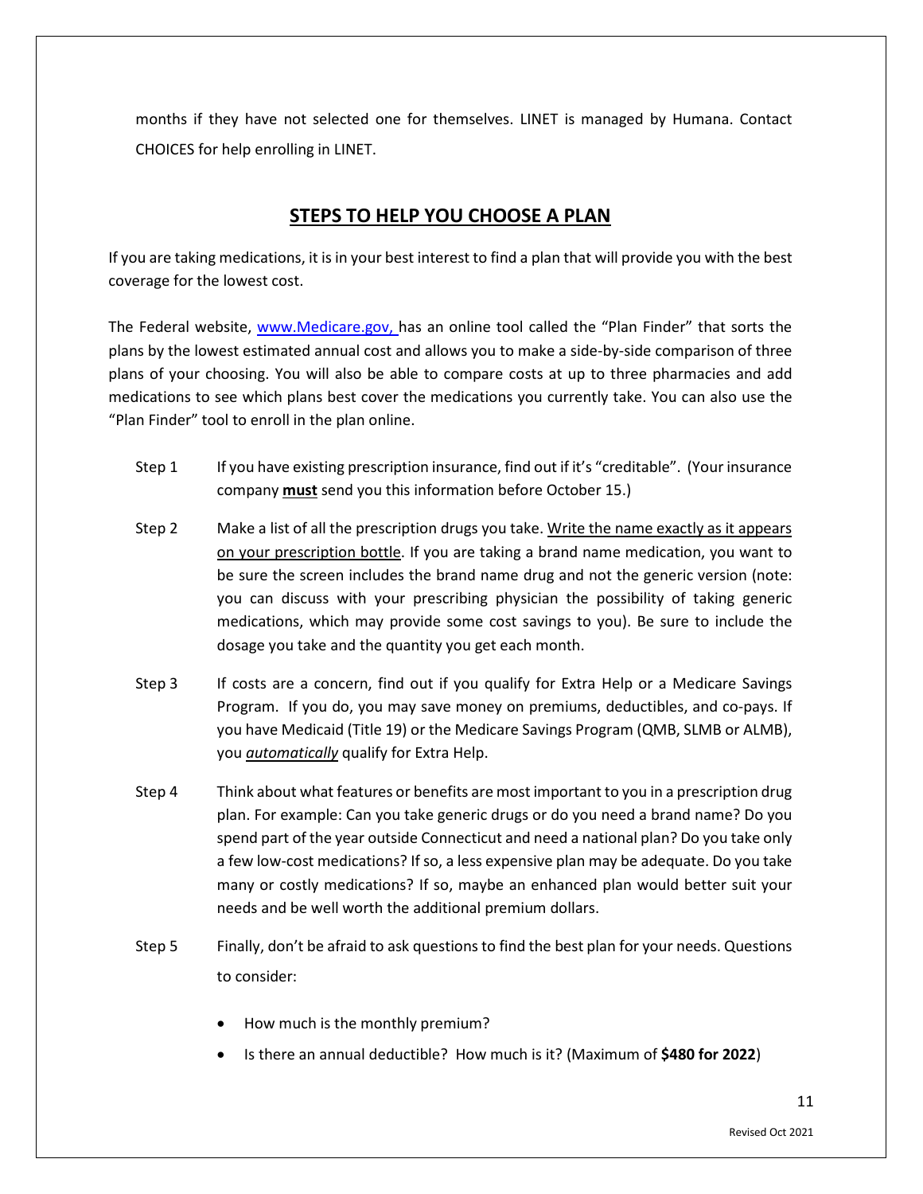months if they have not selected one for themselves. LINET is managed by Humana. Contact CHOICES for help enrolling in LINET.

## STEPS TO HELP YOU CHOOSE A PLAN

If you are taking medications, it is in your best interest to find a plan that will provide you with the best coverage for the lowest cost.

The Federal website, www.Medicare.gov, has an online tool called the "Plan Finder" that sorts the plans by the lowest estimated annual cost and allows you to make a side-by-side comparison of three plans of your choosing. You will also be able to compare costs at up to three pharmacies and add medications to see which plans best cover the medications you currently take. You can also use the "Plan Finder" tool to enroll in the plan online.

Step 1 If you have existing prescription insurance, find out if it's "creditable". (Your insurance company **must** send you this information before October 15.)

Step 2 Make a list of all the prescription drugs you take. Write the name exactly as it appears on your prescription bottle. If you are taking a brand name medication, you want to be sure the screen includes the brand name drug and not the generic version (note: you can discuss with your prescribing physician the possibility of taking generic medications, which may provide some cost savings to you). Be sure to include the dosage you take and the quantity you get each month.

Step 3 If costs are a concern, find out if you qualify for Extra Help or a Medicare Savings Program. If you do, you may save money on premiums, deductibles, and co-pays. If you have Medicaid (Title 19) or the Medicare Savings Program (QMB, SLMB or ALMB), you ***automatically*** qualify for Extra Help.

Step 4 Think about what features or benefits are most important to you in a prescription drug plan. For example: Can you take generic drugs or do you need a brand name? Do you spend part of the year outside Connecticut and need a national plan? Do you take only a few low-cost medications? If so, a less expensive plan may be adequate. Do you take many or costly medications? If so, maybe an enhanced plan would better suit your needs and be well worth the additional premium dollars.

Step 5 Finally, don't be afraid to ask questions to find the best plan for your needs. Questions to consider:

- How much is the monthly premium?
- Is there an annual deductible? How much is it? (Maximum of **$480 for 2022**)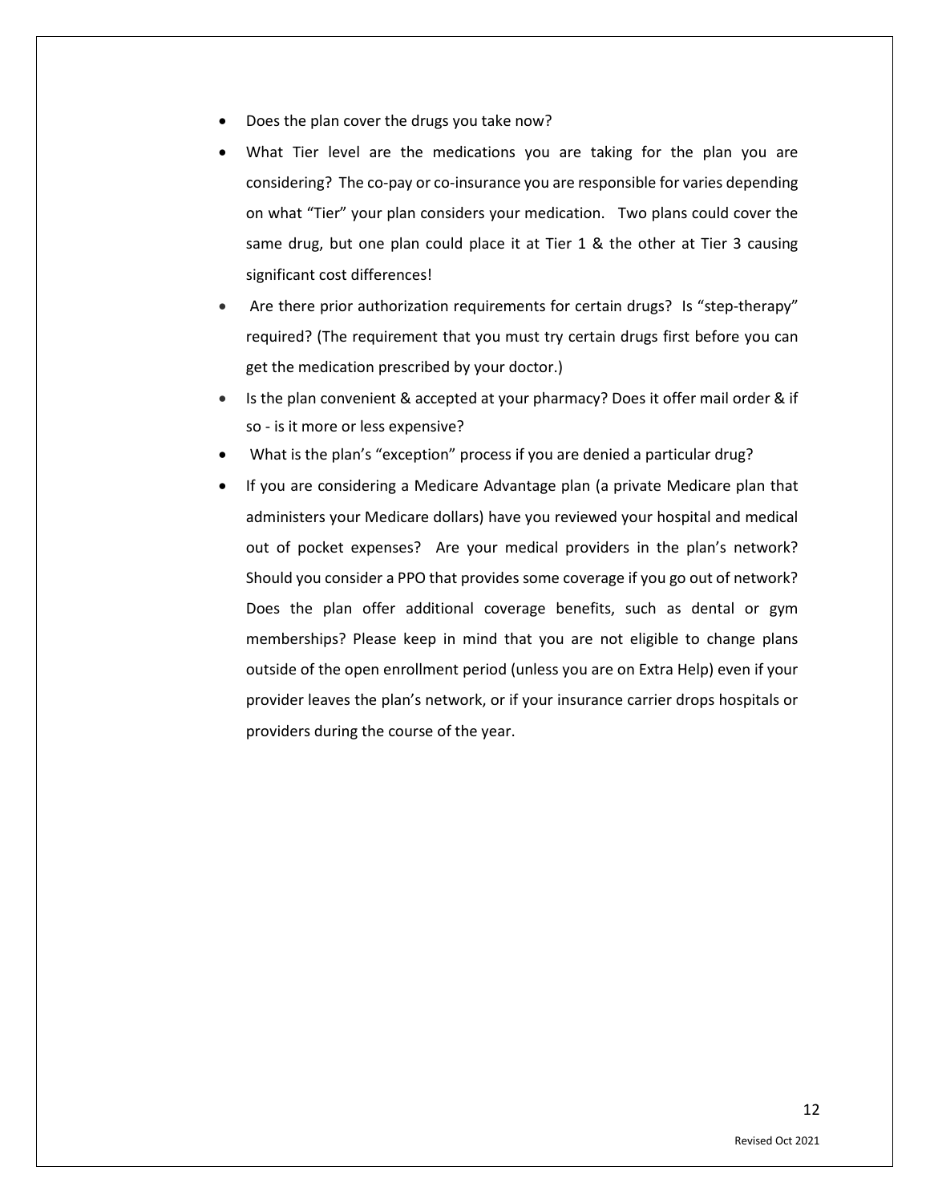- Does the plan cover the drugs you take now?
- What Tier level are the medications you are taking for the plan you are considering? The co-pay or co-insurance you are responsible for varies depending on what "Tier" your plan considers your medication. Two plans could cover the same drug, but one plan could place it at Tier 1 & the other at Tier 3 causing significant cost differences!
- Are there prior authorization requirements for certain drugs? Is "step-therapy" required? (The requirement that you must try certain drugs first before you can get the medication prescribed by your doctor.)
- Is the plan convenient & accepted at your pharmacy? Does it offer mail order & if so - is it more or less expensive?
- What is the plan's "exception" process if you are denied a particular drug?
- If you are considering a Medicare Advantage plan (a private Medicare plan that administers your Medicare dollars) have you reviewed your hospital and medical out of pocket expenses? Are your medical providers in the plan's network? Should you consider a PPO that provides some coverage if you go out of network? Does the plan offer additional coverage benefits, such as dental or gym memberships? Please keep in mind that you are not eligible to change plans outside of the open enrollment period (unless you are on Extra Help) even if your provider leaves the plan's network, or if your insurance carrier drops hospitals or providers during the course of the year.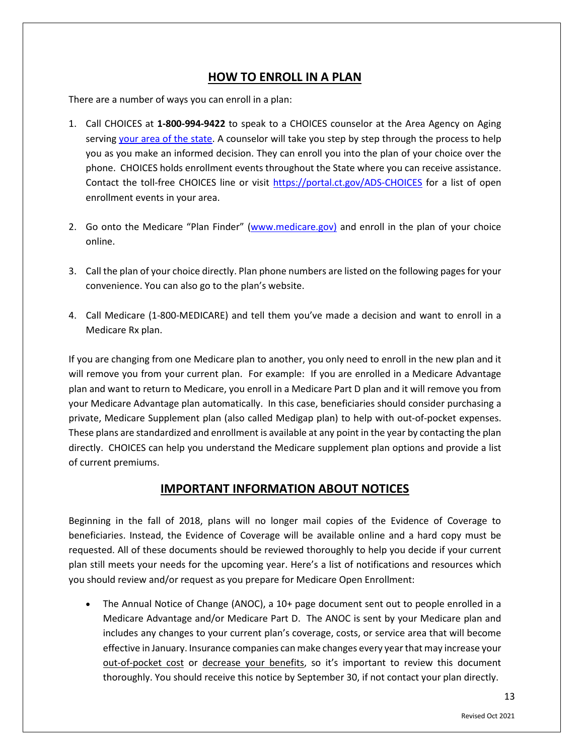## HOW TO ENROLL IN A PLAN

There are a number of ways you can enroll in a plan:

1. Call CHOICES at **1-800-994-9422** to speak to a CHOICES counselor at the Area Agency on Aging serving your area of the state. A counselor will take you step by step through the process to help you as you make an informed decision. They can enroll you into the plan of your choice over the phone. CHOICES holds enrollment events throughout the State where you can receive assistance. Contact the toll-free CHOICES line or visit https://portal.ct.gov/ADS-CHOICES for a list of open enrollment events in your area.

2. Go onto the Medicare "Plan Finder" (www.medicare.gov) and enroll in the plan of your choice online.

3. Call the plan of your choice directly. Plan phone numbers are listed on the following pages for your convenience. You can also go to the plan's website.

4. Call Medicare (1-800-MEDICARE) and tell them you've made a decision and want to enroll in a Medicare Rx plan.

If you are changing from one Medicare plan to another, you only need to enroll in the new plan and it will remove you from your current plan. For example: If you are enrolled in a Medicare Advantage plan and want to return to Medicare, you enroll in a Medicare Part D plan and it will remove you from your Medicare Advantage plan automatically. In this case, beneficiaries should consider purchasing a private, Medicare Supplement plan (also called Medigap plan) to help with out-of-pocket expenses. These plans are standardized and enrollment is available at any point in the year by contacting the plan directly. CHOICES can help you understand the Medicare supplement plan options and provide a list of current premiums.

## IMPORTANT INFORMATION ABOUT NOTICES

Beginning in the fall of 2018, plans will no longer mail copies of the Evidence of Coverage to beneficiaries. Instead, the Evidence of Coverage will be available online and a hard copy must be requested. All of these documents should be reviewed thoroughly to help you decide if your current plan still meets your needs for the upcoming year. Here's a list of notifications and resources which you should review and/or request as you prepare for Medicare Open Enrollment:

- The Annual Notice of Change (ANOC), a 10+ page document sent out to people enrolled in a Medicare Advantage and/or Medicare Part D. The ANOC is sent by your Medicare plan and includes any changes to your current plan's coverage, costs, or service area that will become effective in January. Insurance companies can make changes every year that may increase your out-of-pocket cost or decrease your benefits, so it's important to review this document thoroughly. You should receive this notice by September 30, if not contact your plan directly.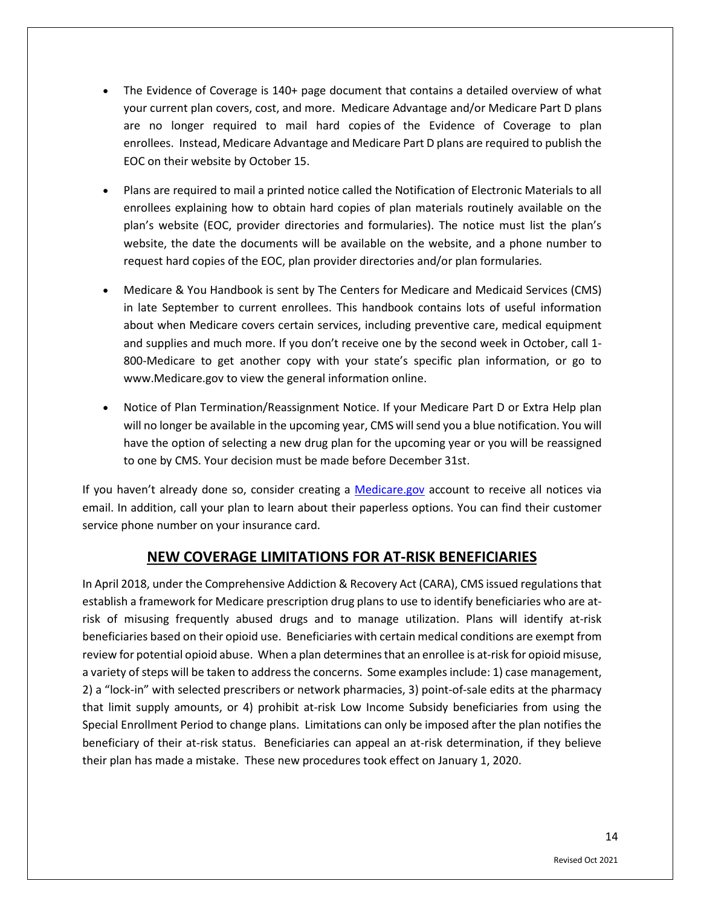- The Evidence of Coverage is 140+ page document that contains a detailed overview of what your current plan covers, cost, and more. Medicare Advantage and/or Medicare Part D plans are no longer required to mail hard copies of the Evidence of Coverage to plan enrollees. Instead, Medicare Advantage and Medicare Part D plans are required to publish the EOC on their website by October 15.

- Plans are required to mail a printed notice called the Notification of Electronic Materials to all enrollees explaining how to obtain hard copies of plan materials routinely available on the plan's website (EOC, provider directories and formularies). The notice must list the plan's website, the date the documents will be available on the website, and a phone number to request hard copies of the EOC, plan provider directories and/or plan formularies.

- Medicare & You Handbook is sent by The Centers for Medicare and Medicaid Services (CMS) in late September to current enrollees. This handbook contains lots of useful information about when Medicare covers certain services, including preventive care, medical equipment and supplies and much more. If you don't receive one by the second week in October, call 1-800-Medicare to get another copy with your state's specific plan information, or go to www.Medicare.gov to view the general information online.

- Notice of Plan Termination/Reassignment Notice. If your Medicare Part D or Extra Help plan will no longer be available in the upcoming year, CMS will send you a blue notification. You will have the option of selecting a new drug plan for the upcoming year or you will be reassigned to one by CMS. Your decision must be made before December 31st.

If you haven't already done so, consider creating a [Medicare.gov](https://www.medicare.gov) account to receive all notices via email. In addition, call your plan to learn about their paperless options. You can find their customer service phone number on your insurance card.

## NEW COVERAGE LIMITATIONS FOR AT-RISK BENEFICIARIES

In April 2018, under the Comprehensive Addiction & Recovery Act (CARA), CMS issued regulations that establish a framework for Medicare prescription drug plans to use to identify beneficiaries who are at-risk of misusing frequently abused drugs and to manage utilization. Plans will identify at-risk beneficiaries based on their opioid use. Beneficiaries with certain medical conditions are exempt from review for potential opioid abuse. When a plan determines that an enrollee is at-risk for opioid misuse, a variety of steps will be taken to address the concerns. Some examples include: 1) case management, 2) a "lock-in" with selected prescribers or network pharmacies, 3) point-of-sale edits at the pharmacy that limit supply amounts, or 4) prohibit at-risk Low Income Subsidy beneficiaries from using the Special Enrollment Period to change plans. Limitations can only be imposed after the plan notifies the beneficiary of their at-risk status. Beneficiaries can appeal an at-risk determination, if they believe their plan has made a mistake. These new procedures took effect on January 1, 2020.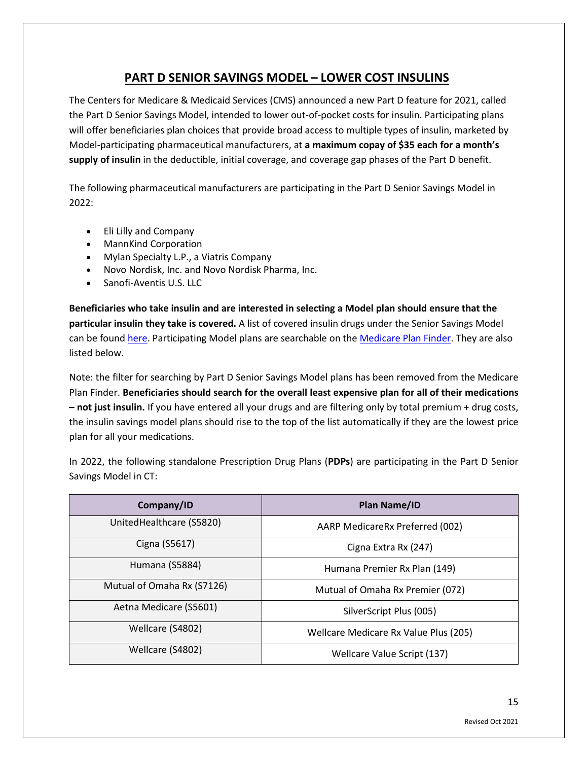## PART D SENIOR SAVINGS MODEL – LOWER COST INSULINS

The Centers for Medicare & Medicaid Services (CMS) announced a new Part D feature for 2021, called the Part D Senior Savings Model, intended to lower out-of-pocket costs for insulin. Participating plans will offer beneficiaries plan choices that provide broad access to multiple types of insulin, marketed by Model-participating pharmaceutical manufacturers, at **a maximum copay of $35 each for a month's supply of insulin** in the deductible, initial coverage, and coverage gap phases of the Part D benefit.

The following pharmaceutical manufacturers are participating in the Part D Senior Savings Model in 2022:

- Eli Lilly and Company
- MannKind Corporation
- Mylan Specialty L.P., a Viatris Company
- Novo Nordisk, Inc. and Novo Nordisk Pharma, Inc.
- Sanofi-Aventis U.S. LLC

**Beneficiaries who take insulin and are interested in selecting a Model plan should ensure that the particular insulin they take is covered.** A list of covered insulin drugs under the Senior Savings Model can be found here. Participating Model plans are searchable on the Medicare Plan Finder. They are also listed below.

Note: the filter for searching by Part D Senior Savings Model plans has been removed from the Medicare Plan Finder. **Beneficiaries should search for the overall least expensive plan for all of their medications – not just insulin.** If you have entered all your drugs and are filtering only by total premium + drug costs, the insulin savings model plans should rise to the top of the list automatically if they are the lowest price plan for all your medications.

In 2022, the following standalone Prescription Drug Plans (**PDPs**) are participating in the Part D Senior Savings Model in CT:

| Company/ID | Plan Name/ID |
|---|---|
| UnitedHealthcare (S5820) | AARP MedicareRx Preferred (002) |
| Cigna (S5617) | Cigna Extra Rx (247) |
| Humana (S5884) | Humana Premier Rx Plan (149) |
| Mutual of Omaha Rx (S7126) | Mutual of Omaha Rx Premier (072) |
| Aetna Medicare (S5601) | SilverScript Plus (005) |
| Wellcare (S4802) | Wellcare Medicare Rx Value Plus (205) |
| Wellcare (S4802) | Wellcare Value Script (137) |

Revised Oct 2021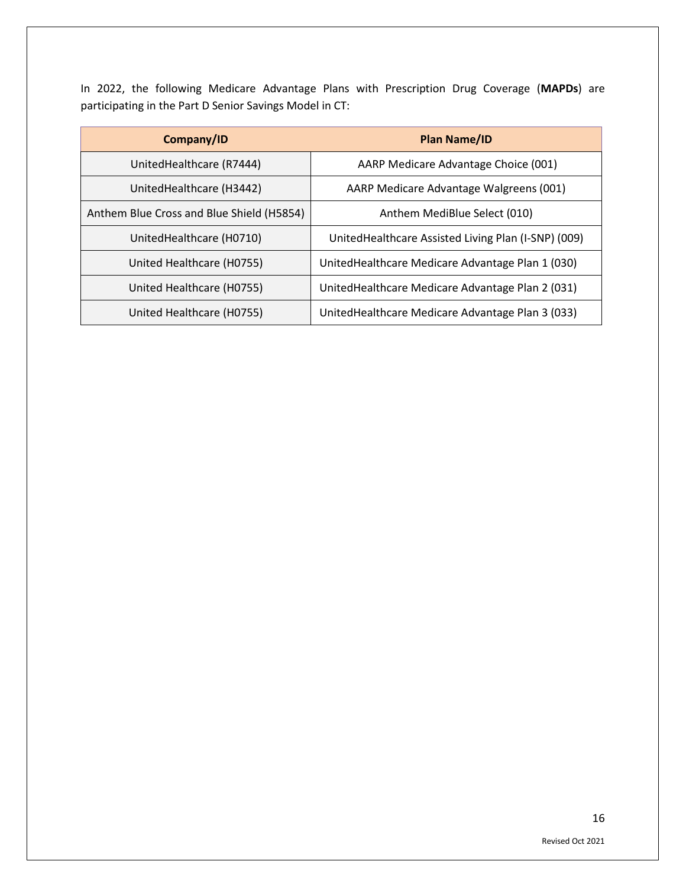In 2022, the following Medicare Advantage Plans with Prescription Drug Coverage (**MAPDs**) are participating in the Part D Senior Savings Model in CT:

| Company/ID | Plan Name/ID |
|---|---|
| UnitedHealthcare (R7444) | AARP Medicare Advantage Choice (001) |
| UnitedHealthcare (H3442) | AARP Medicare Advantage Walgreens (001) |
| Anthem Blue Cross and Blue Shield (H5854) | Anthem MediBlue Select (010) |
| UnitedHealthcare (H0710) | UnitedHealthcare Assisted Living Plan (I-SNP) (009) |
| United Healthcare (H0755) | UnitedHealthcare Medicare Advantage Plan 1 (030) |
| United Healthcare (H0755) | UnitedHealthcare Medicare Advantage Plan 2 (031) |
| United Healthcare (H0755) | UnitedHealthcare Medicare Advantage Plan 3 (033) |

Revised Oct 2021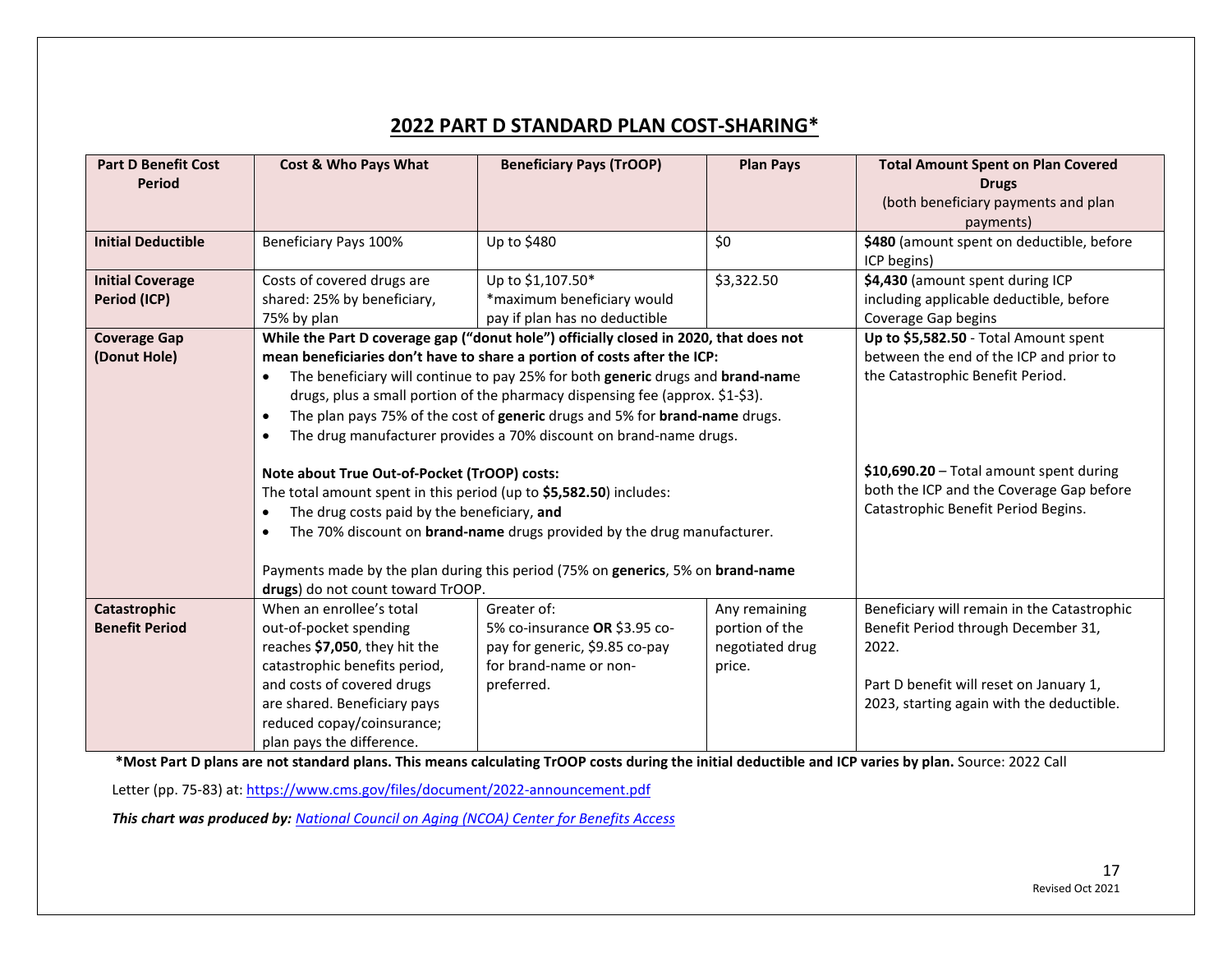# 2022 PART D STANDARD PLAN COST-SHARING*

| Part D Benefit Cost Period | Cost & Who Pays What | Beneficiary Pays (TrOOP) | Plan Pays | Total Amount Spent on Plan Covered Drugs (both beneficiary payments and plan payments) |
|---|---|---|---|---|
| **Initial Deductible** | Beneficiary Pays 100% | Up to $480 | $0 | **$480** (amount spent on deductible, before ICP begins) |
| **Initial Coverage Period (ICP)** | Costs of covered drugs are shared: 25% by beneficiary, 75% by plan | Up to $1,107.50* *maximum beneficiary would pay if plan has no deductible | $3,322.50 | **$4,430** (amount spent during ICP including applicable deductible, before Coverage Gap begins |
| **Coverage Gap (Donut Hole)** | **While the Part D coverage gap ("donut hole") officially closed in 2020, that does not mean beneficiaries don't have to share a portion of costs after the ICP:** <br>• The beneficiary will continue to pay 25% for both **generic** drugs and **brand-name** drugs, plus a small portion of the pharmacy dispensing fee (approx. $1-$3). <br>• The plan pays 75% of the cost of **generic** drugs and 5% for **brand-name** drugs. <br>• The drug manufacturer provides a 70% discount on brand-name drugs. <br><br>**Note about True Out-of-Pocket (TrOOP) costs:** <br>The total amount spent in this period (up to **$5,582.50**) includes: <br>• The drug costs paid by the beneficiary, **and** <br>• The 70% discount on **brand-name** drugs provided by the drug manufacturer. <br><br>Payments made by the plan during this period (75% on **generics**, 5% on **brand-name drugs**) do not count toward TrOOP. | | | **Up to $5,582.50** - Total Amount spent between the end of the ICP and prior to the Catastrophic Benefit Period. <br><br>**$10,690.20** – Total amount spent during both the ICP and the Coverage Gap before Catastrophic Benefit Period Begins. |
| **Catastrophic Benefit Period** | When an enrollee's total out-of-pocket spending reaches **$7,050**, they hit the catastrophic benefits period, and costs of covered drugs are shared. Beneficiary pays reduced copay/coinsurance; plan pays the difference. | Greater of: 5% co-insurance **OR** $3.95 co-pay for generic, $9.85 co-pay for brand-name or non-preferred. | Any remaining portion of the negotiated drug price. | Beneficiary will remain in the Catastrophic Benefit Period through December 31, 2022. <br><br>Part D benefit will reset on January 1, 2023, starting again with the deductible. |

**\*Most Part D plans are not standard plans. This means calculating TrOOP costs during the initial deductible and ICP varies by plan.** Source: 2022 Call Letter (pp. 75-83) at: [https://www.cms.gov/files/document/2022-announcement.pdf](https://www.cms.gov/files/document/2022-announcement.pdf)

***This chart was produced by:*** [*National Council on Aging (NCOA) Center for Benefits Access*]()

Revised Oct 2021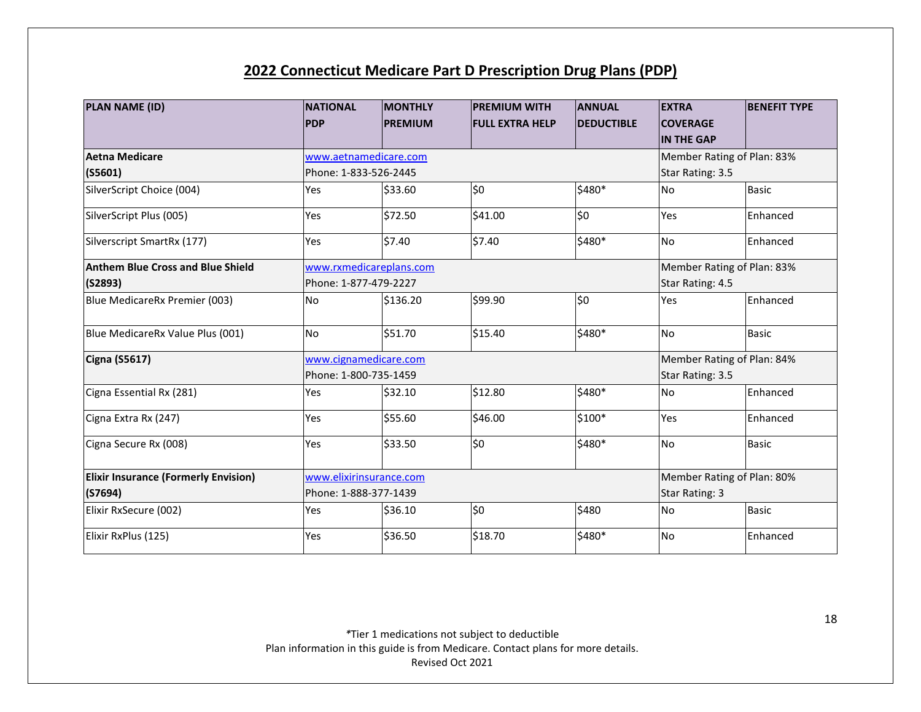## 2022 Connecticut Medicare Part D Prescription Drug Plans (PDP)

| PLAN NAME (ID) | NATIONAL PDP | MONTHLY PREMIUM | PREMIUM WITH FULL EXTRA HELP | ANNUAL DEDUCTIBLE | EXTRA COVERAGE IN THE GAP | BENEFIT TYPE |
|---|---|---|---|---|---|---|
| **Aetna Medicare (S5601)** | www.aetnamedicare.com Phone: 1-833-526-2445 | | | | Member Rating of Plan: 83% Star Rating: 3.5 | |
| SilverScript Choice (004) | Yes | $33.60 | $0 | $480* | No | Basic |
| SilverScript Plus (005) | Yes | $72.50 | $41.00 | $0 | Yes | Enhanced |
| Silverscript SmartRx (177) | Yes | $7.40 | $7.40 | $480* | No | Enhanced |
| **Anthem Blue Cross and Blue Shield (S2893)** | www.rxmedicareplans.com Phone: 1-877-479-2227 | | | | Member Rating of Plan: 83% Star Rating: 4.5 | |
| Blue MedicareRx Premier (003) | No | $136.20 | $99.90 | $0 | Yes | Enhanced |
| Blue MedicareRx Value Plus (001) | No | $51.70 | $15.40 | $480* | No | Basic |
| **Cigna (S5617)** | www.cignamedicare.com Phone: 1-800-735-1459 | | | | Member Rating of Plan: 84% Star Rating: 3.5 | |
| Cigna Essential Rx (281) | Yes | $32.10 | $12.80 | $480* | No | Enhanced |
| Cigna Extra Rx (247) | Yes | $55.60 | $46.00 | $100* | Yes | Enhanced |
| Cigna Secure Rx (008) | Yes | $33.50 | $0 | $480* | No | Basic |
| **Elixir Insurance (Formerly Envision) (S7694)** | www.elixirinsurance.com Phone: 1-888-377-1439 | | | | Member Rating of Plan: 80% Star Rating: 3 | |
| Elixir RxSecure (002) | Yes | $36.10 | $0 | $480 | No | Basic |
| Elixir RxPlus (125) | Yes | $36.50 | $18.70 | $480* | No | Enhanced |

*Tier 1 medications not subject to deductible
Plan information in this guide is from Medicare. Contact plans for more details.
Revised Oct 2021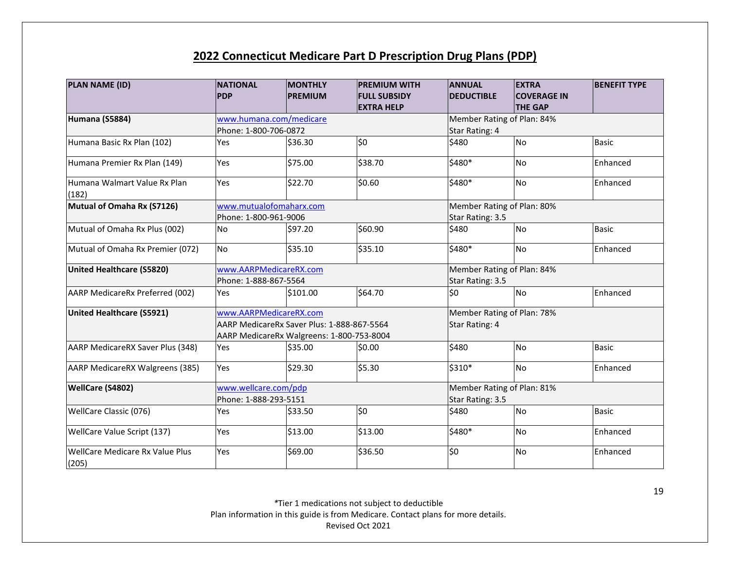## 2022 Connecticut Medicare Part D Prescription Drug Plans (PDP)

| PLAN NAME (ID) | NATIONAL PDP | MONTHLY PREMIUM | PREMIUM WITH FULL SUBSIDY EXTRA HELP | ANNUAL DEDUCTIBLE | EXTRA COVERAGE IN THE GAP | BENEFIT TYPE |
|---|---|---|---|---|---|---|
| **Humana (S5884)** | www.humana.com/medicare<br>Phone: 1-800-706-0872 | | | Member Rating of Plan: 84%<br>Star Rating: 4 | | |
| Humana Basic Rx Plan (102) | Yes | $36.30 | $0 | $480 | No | Basic |
| Humana Premier Rx Plan (149) | Yes | $75.00 | $38.70 | $480* | No | Enhanced |
| Humana Walmart Value Rx Plan (182) | Yes | $22.70 | $0.60 | $480* | No | Enhanced |
| **Mutual of Omaha Rx (S7126)** | www.mutualofomaharx.com<br>Phone: 1-800-961-9006 | | | Member Rating of Plan: 80%<br>Star Rating: 3.5 | | |
| Mutual of Omaha Rx Plus (002) | No | $97.20 | $60.90 | $480 | No | Basic |
| Mutual of Omaha Rx Premier (072) | No | $35.10 | $35.10 | $480* | No | Enhanced |
| **United Healthcare (S5820)** | www.AARPMedicareRX.com<br>Phone: 1-888-867-5564 | | | Member Rating of Plan: 84%<br>Star Rating: 3.5 | | |
| AARP MedicareRx Preferred (002) | Yes | $101.00 | $64.70 | $0 | No | Enhanced |
| **United Healthcare (S5921)** | www.AARPMedicareRX.com<br>AARP MedicareRx Saver Plus: 1-888-867-5564<br>AARP MedicareRx Walgreens: 1-800-753-8004 | | | Member Rating of Plan: 78%<br>Star Rating: 4 | | |
| AARP MedicareRX Saver Plus (348) | Yes | $35.00 | $0.00 | $480 | No | Basic |
| AARP MedicareRX Walgreens (385) | Yes | $29.30 | $5.30 | $310* | No | Enhanced |
| **WellCare (S4802)** | www.wellcare.com/pdp<br>Phone: 1-888-293-5151 | | | Member Rating of Plan: 81%<br>Star Rating: 3.5 | | |
| WellCare Classic (076) | Yes | $33.50 | $0 | $480 | No | Basic |
| WellCare Value Script (137) | Yes | $13.00 | $13.00 | $480* | No | Enhanced |
| WellCare Medicare Rx Value Plus (205) | Yes | $69.00 | $36.50 | $0 | No | Enhanced |

*Tier 1 medications not subject to deductible

Plan information in this guide is from Medicare. Contact plans for more details.

Revised Oct 2021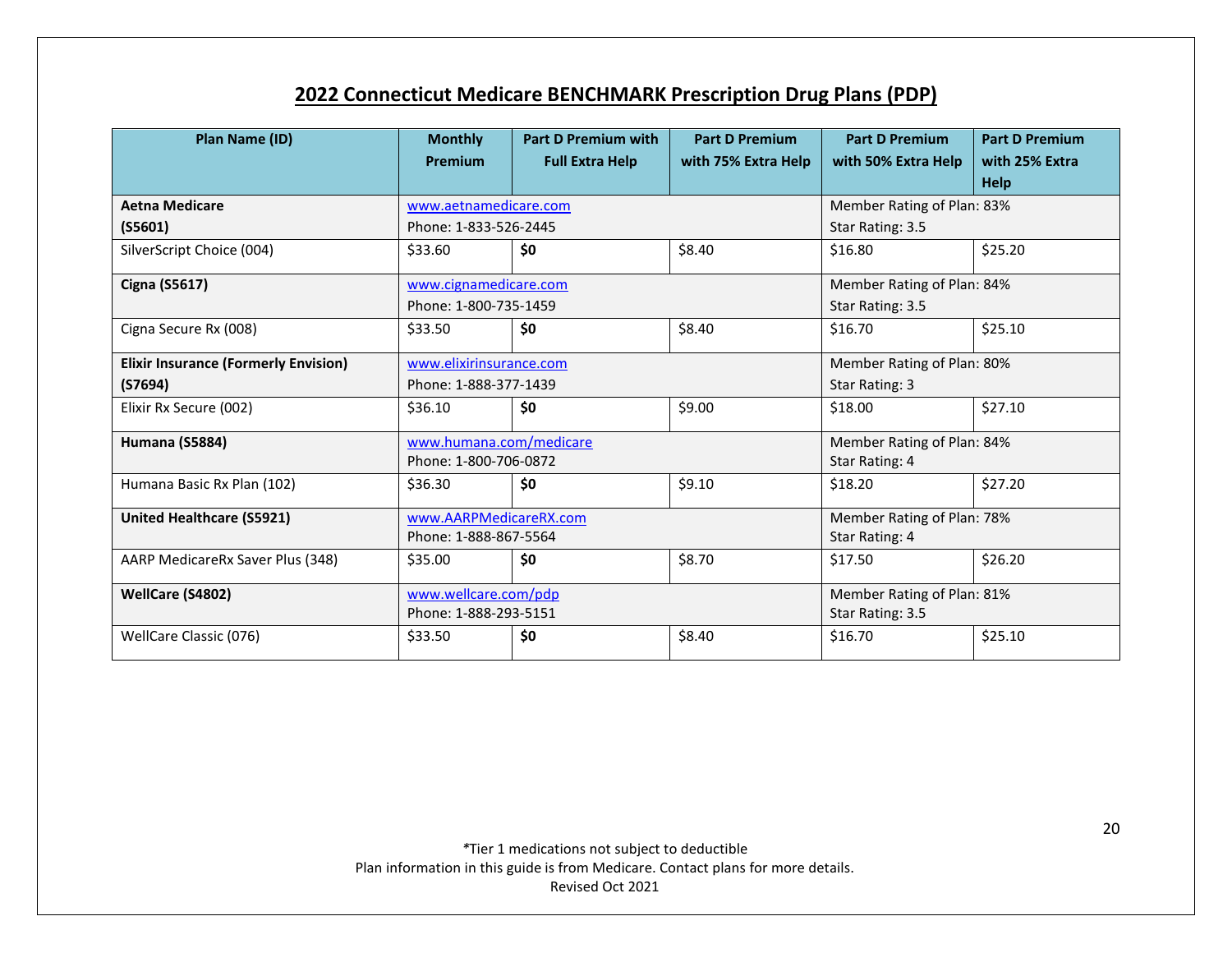## 2022 Connecticut Medicare BENCHMARK Prescription Drug Plans (PDP)

| Plan Name (ID) | Monthly Premium | Part D Premium with Full Extra Help | Part D Premium with 75% Extra Help | Part D Premium with 50% Extra Help | Part D Premium with 25% Extra Help |
|---|---|---|---|---|---|
| **Aetna Medicare (S5601)** | www.aetnamedicare.com Phone: 1-833-526-2445 | | | Member Rating of Plan: 83% Star Rating: 3.5 | |
| SilverScript Choice (004) | $33.60 | **$0** | $8.40 | $16.80 | $25.20 |
| **Cigna (S5617)** | www.cignamedicare.com Phone: 1-800-735-1459 | | | Member Rating of Plan: 84% Star Rating: 3.5 | |
| Cigna Secure Rx (008) | $33.50 | **$0** | $8.40 | $16.70 | $25.10 |
| **Elixir Insurance (Formerly Envision) (S7694)** | www.elixirinsurance.com Phone: 1-888-377-1439 | | | Member Rating of Plan: 80% Star Rating: 3 | |
| Elixir Rx Secure (002) | $36.10 | **$0** | $9.00 | $18.00 | $27.10 |
| **Humana (S5884)** | www.humana.com/medicare Phone: 1-800-706-0872 | | | Member Rating of Plan: 84% Star Rating: 4 | |
| Humana Basic Rx Plan (102) | $36.30 | **$0** | $9.10 | $18.20 | $27.20 |
| **United Healthcare (S5921)** | www.AARPMedicareRX.com Phone: 1-888-867-5564 | | | Member Rating of Plan: 78% Star Rating: 4 | |
| AARP MedicareRx Saver Plus (348) | $35.00 | **$0** | $8.70 | $17.50 | $26.20 |
| **WellCare (S4802)** | www.wellcare.com/pdp Phone: 1-888-293-5151 | | | Member Rating of Plan: 81% Star Rating: 3.5 | |
| WellCare Classic (076) | $33.50 | **$0** | $8.40 | $16.70 | $25.10 |

*Tier 1 medications not subject to deductible
Plan information in this guide is from Medicare. Contact plans for more details.
Revised Oct 2021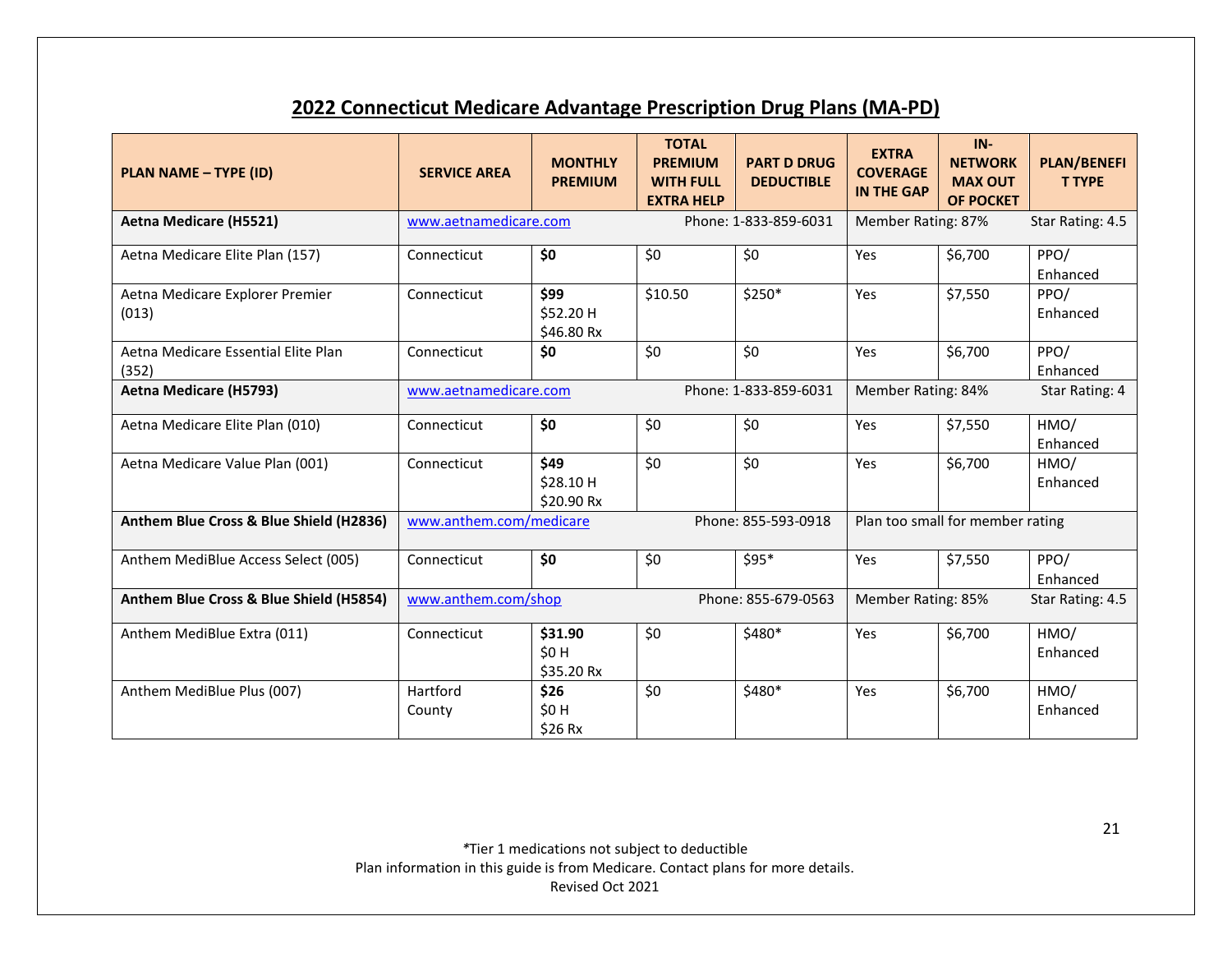## 2022 Connecticut Medicare Advantage Prescription Drug Plans (MA-PD)

| PLAN NAME – TYPE (ID) | SERVICE AREA | MONTHLY PREMIUM | TOTAL PREMIUM WITH FULL EXTRA HELP | PART D DRUG DEDUCTIBLE | EXTRA COVERAGE IN THE GAP | IN-NETWORK MAX OUT OF POCKET | PLAN/BENEFIT TYPE |
|---|---|---|---|---|---|---|---|
| **Aetna Medicare (H5521)** | www.aetnamedicare.com | | Phone: 1-833-859-6031 | | Member Rating: 87% | | Star Rating: 4.5 |
| Aetna Medicare Elite Plan (157) | Connecticut | **$0** | $0 | $0 | Yes | $6,700 | PPO/ Enhanced |
| Aetna Medicare Explorer Premier (013) | Connecticut | **$99** $52.20 H $46.80 Rx | $10.50 | $250* | Yes | $7,550 | PPO/ Enhanced |
| Aetna Medicare Essential Elite Plan (352) | Connecticut | **$0** | $0 | $0 | Yes | $6,700 | PPO/ Enhanced |
| **Aetna Medicare (H5793)** | www.aetnamedicare.com | | Phone: 1-833-859-6031 | | Member Rating: 84% | | Star Rating: 4 |
| Aetna Medicare Elite Plan (010) | Connecticut | **$0** | $0 | $0 | Yes | $7,550 | HMO/ Enhanced |
| Aetna Medicare Value Plan (001) | Connecticut | **$49** $28.10 H $20.90 Rx | $0 | $0 | Yes | $6,700 | HMO/ Enhanced |
| **Anthem Blue Cross & Blue Shield (H2836)** | www.anthem.com/medicare | | Phone: 855-593-0918 | | Plan too small for member rating | | |
| Anthem MediBlue Access Select (005) | Connecticut | **$0** | $0 | $95* | Yes | $7,550 | PPO/ Enhanced |
| **Anthem Blue Cross & Blue Shield (H5854)** | www.anthem.com/shop | | Phone: 855-679-0563 | | Member Rating: 85% | | Star Rating: 4.5 |
| Anthem MediBlue Extra (011) | Connecticut | **$31.90** $0 H $35.20 Rx | $0 | $480* | Yes | $6,700 | HMO/ Enhanced |
| Anthem MediBlue Plus (007) | Hartford County | **$26** $0 H $26 Rx | $0 | $480* | Yes | $6,700 | HMO/ Enhanced |

*Tier 1 medications not subject to deductible
Plan information in this guide is from Medicare. Contact plans for more details.
Revised Oct 2021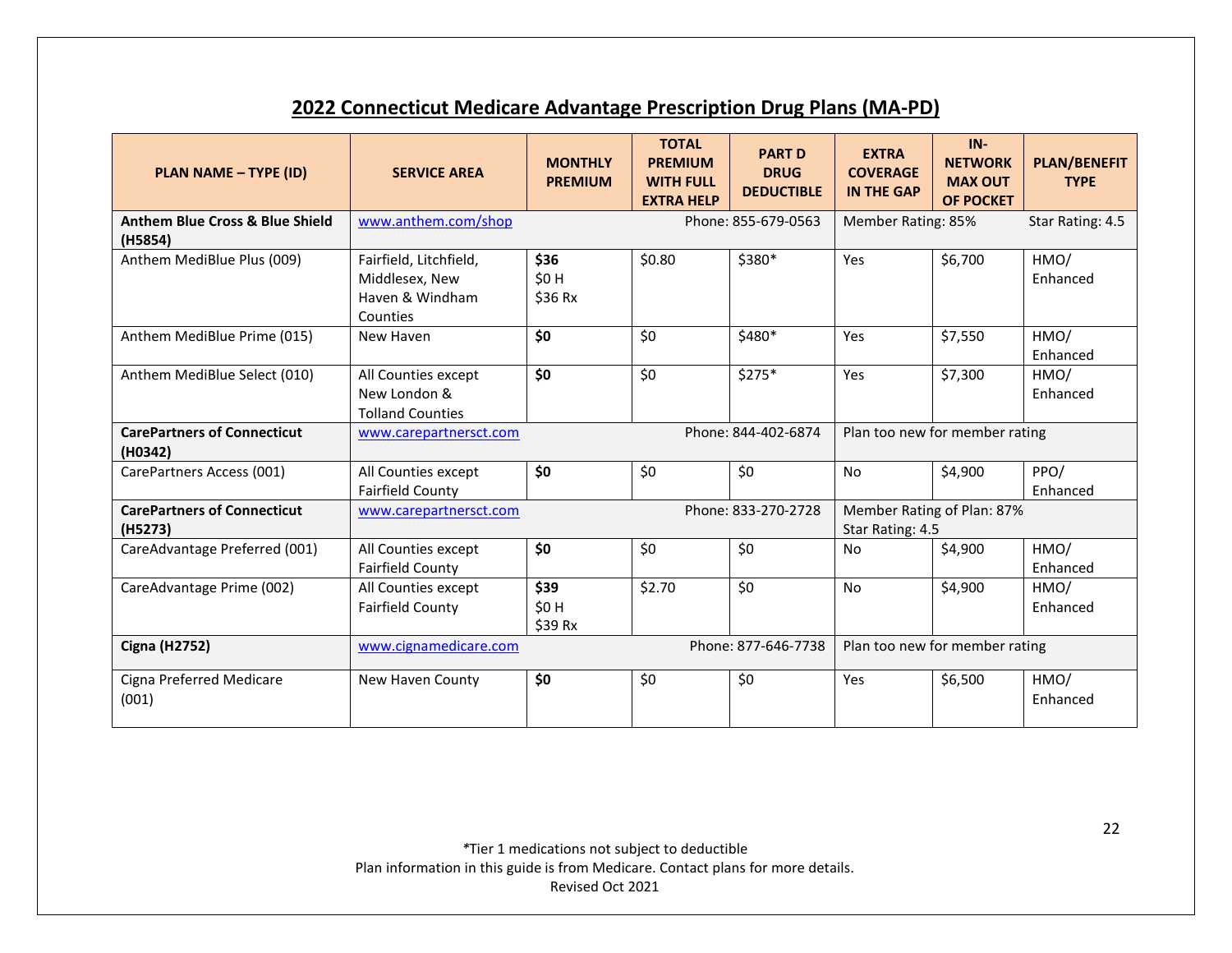## 2022 Connecticut Medicare Advantage Prescription Drug Plans (MA-PD)

| PLAN NAME – TYPE (ID) | SERVICE AREA | MONTHLY PREMIUM | TOTAL PREMIUM WITH FULL EXTRA HELP | PART D DRUG DEDUCTIBLE | EXTRA COVERAGE IN THE GAP | IN-NETWORK MAX OUT OF POCKET | PLAN/BENEFIT TYPE |
|---|---|---|---|---|---|---|---|
| **Anthem Blue Cross & Blue Shield (H5854)** | www.anthem.com/shop | | | Phone: 855-679-0563 | Member Rating: 85% | | Star Rating: 4.5 |
| Anthem MediBlue Plus (009) | Fairfield, Litchfield, Middlesex, New Haven & Windham Counties | **$36** $0 H $36 Rx | $0.80 | $380* | Yes | $6,700 | HMO/ Enhanced |
| Anthem MediBlue Prime (015) | New Haven | **$0** | $0 | $480* | Yes | $7,550 | HMO/ Enhanced |
| Anthem MediBlue Select (010) | All Counties except New London & Tolland Counties | **$0** | $0 | $275* | Yes | $7,300 | HMO/ Enhanced |
| **CarePartners of Connecticut (H0342)** | www.carepartnersct.com | | | Phone: 844-402-6874 | Plan too new for member rating | | |
| CarePartners Access (001) | All Counties except Fairfield County | **$0** | $0 | $0 | No | $4,900 | PPO/ Enhanced |
| **CarePartners of Connecticut (H5273)** | www.carepartnersct.com | | | Phone: 833-270-2728 | Member Rating of Plan: 87% Star Rating: 4.5 | | |
| CareAdvantage Preferred (001) | All Counties except Fairfield County | **$0** | $0 | $0 | No | $4,900 | HMO/ Enhanced |
| CareAdvantage Prime (002) | All Counties except Fairfield County | **$39** $0 H $39 Rx | $2.70 | $0 | No | $4,900 | HMO/ Enhanced |
| **Cigna (H2752)** | www.cignamedicare.com | | | Phone: 877-646-7738 | Plan too new for member rating | | |
| Cigna Preferred Medicare (001) | New Haven County | **$0** | $0 | $0 | Yes | $6,500 | HMO/ Enhanced |

*Tier 1 medications not subject to deductible

Plan information in this guide is from Medicare. Contact plans for more details.

Revised Oct 2021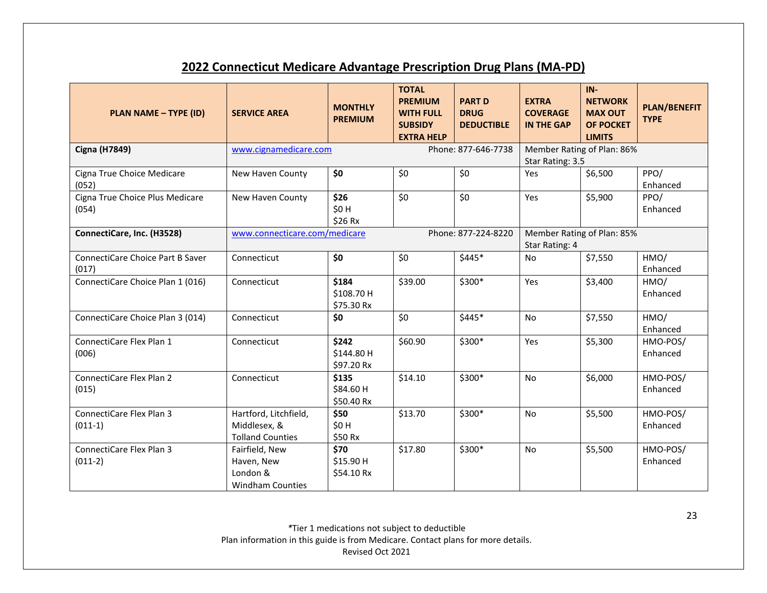## 2022 Connecticut Medicare Advantage Prescription Drug Plans (MA-PD)

| PLAN NAME – TYPE (ID) | SERVICE AREA | MONTHLY PREMIUM | TOTAL PREMIUM WITH FULL SUBSIDY EXTRA HELP | PART D DRUG DEDUCTIBLE | EXTRA COVERAGE IN THE GAP | IN-NETWORK MAX OUT OF POCKET LIMITS | PLAN/BENEFIT TYPE |
|---|---|---|---|---|---|---|---|
| **Cigna (H7849)** | www.cignamedicare.com | | Phone: 877-646-7738 | | Member Rating of Plan: 86% Star Rating: 3.5 | | |
| Cigna True Choice Medicare (052) | New Haven County | **$0** | $0 | $0 | Yes | $6,500 | PPO/ Enhanced |
| Cigna True Choice Plus Medicare (054) | New Haven County | **$26** $0 H $26 Rx | $0 | $0 | Yes | $5,900 | PPO/ Enhanced |
| **ConnectiCare, Inc. (H3528)** | www.connecticare.com/medicare | | Phone: 877-224-8220 | | Member Rating of Plan: 85% Star Rating: 4 | | |
| ConnectiCare Choice Part B Saver (017) | Connecticut | **$0** | $0 | $445* | No | $7,550 | HMO/ Enhanced |
| ConnectiCare Choice Plan 1 (016) | Connecticut | **$184** $108.70 H $75.30 Rx | $39.00 | $300* | Yes | $3,400 | HMO/ Enhanced |
| ConnectiCare Choice Plan 3 (014) | Connecticut | **$0** | $0 | $445* | No | $7,550 | HMO/ Enhanced |
| ConnectiCare Flex Plan 1 (006) | Connecticut | **$242** $144.80 H $97.20 Rx | $60.90 | $300* | Yes | $5,300 | HMO-POS/ Enhanced |
| ConnectiCare Flex Plan 2 (015) | Connecticut | **$135** $84.60 H $50.40 Rx | $14.10 | $300* | No | $6,000 | HMO-POS/ Enhanced |
| ConnectiCare Flex Plan 3 (011-1) | Hartford, Litchfield, Middlesex, & Tolland Counties | **$50** $0 H $50 Rx | $13.70 | $300* | No | $5,500 | HMO-POS/ Enhanced |
| ConnectiCare Flex Plan 3 (011-2) | Fairfield, New Haven, New London & Windham Counties | **$70** $15.90 H $54.10 Rx | $17.80 | $300* | No | $5,500 | HMO-POS/ Enhanced |

*Tier 1 medications not subject to deductible

Plan information in this guide is from Medicare. Contact plans for more details.

Revised Oct 2021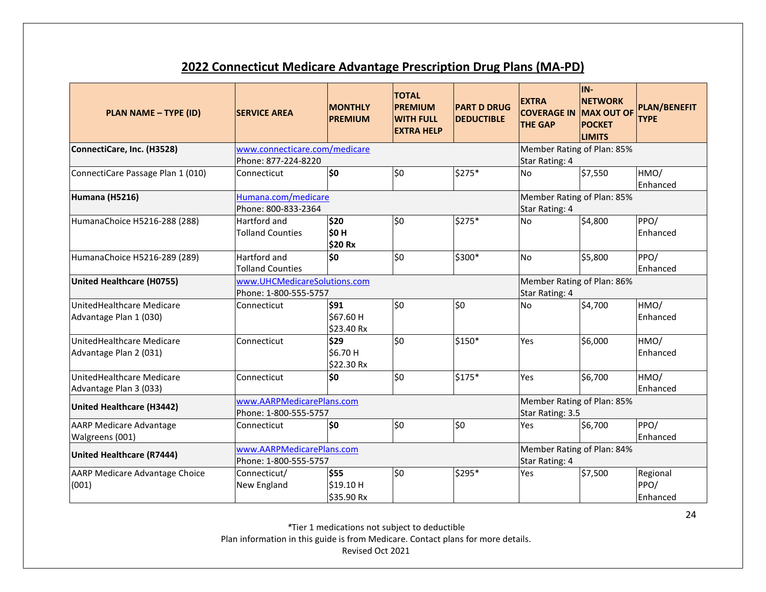## 2022 Connecticut Medicare Advantage Prescription Drug Plans (MA-PD)

| PLAN NAME – TYPE (ID) | SERVICE AREA | MONTHLY PREMIUM | TOTAL PREMIUM WITH FULL EXTRA HELP | PART D DRUG DEDUCTIBLE | EXTRA COVERAGE IN THE GAP | IN-NETWORK MAX OUT OF POCKET LIMITS | PLAN/BENEFIT TYPE |
|---|---|---|---|---|---|---|---|
| **ConnectiCare, Inc. (H3528)** | www.connecticare.com/medicare Phone: 877-224-8220 | | | | Member Rating of Plan: 85% Star Rating: 4 | | |
| ConnectiCare Passage Plan 1 (010) | Connecticut | **$0** | $0 | $275* | No | $7,550 | HMO/ Enhanced |
| **Humana (H5216)** | Humana.com/medicare Phone: 800-833-2364 | | | | Member Rating of Plan: 85% Star Rating: 4 | | |
| HumanaChoice H5216-288 (288) | Hartford and Tolland Counties | **$20** **$0 H** **$20 Rx** | $0 | $275* | No | $4,800 | PPO/ Enhanced |
| HumanaChoice H5216-289 (289) | Hartford and Tolland Counties | **$0** | $0 | $300* | No | $5,800 | PPO/ Enhanced |
| **United Healthcare (H0755)** | www.UHCMedicareSolutions.com Phone: 1-800-555-5757 | | | | Member Rating of Plan: 86% Star Rating: 4 | | |
| UnitedHealthcare Medicare Advantage Plan 1 (030) | Connecticut | **$91** $67.60 H $23.40 Rx | $0 | $0 | No | $4,700 | HMO/ Enhanced |
| UnitedHealthcare Medicare Advantage Plan 2 (031) | Connecticut | **$29** $6.70 H $22.30 Rx | $0 | $150* | Yes | $6,000 | HMO/ Enhanced |
| UnitedHealthcare Medicare Advantage Plan 3 (033) | Connecticut | **$0** | $0 | $175* | Yes | $6,700 | HMO/ Enhanced |
| **United Healthcare (H3442)** | www.AARPMedicarePlans.com Phone: 1-800-555-5757 | | | | Member Rating of Plan: 85% Star Rating: 3.5 | | |
| AARP Medicare Advantage Walgreens (001) | Connecticut | **$0** | $0 | $0 | Yes | $6,700 | PPO/ Enhanced |
| **United Healthcare (R7444)** | www.AARPMedicarePlans.com Phone: 1-800-555-5757 | | | | Member Rating of Plan: 84% Star Rating: 4 | | |
| AARP Medicare Advantage Choice (001) | Connecticut/ New England | **$55** $19.10 H $35.90 Rx | $0 | $295* | Yes | $7,500 | Regional PPO/ Enhanced |

*Tier 1 medications not subject to deductible

Plan information in this guide is from Medicare. Contact plans for more details.

Revised Oct 2021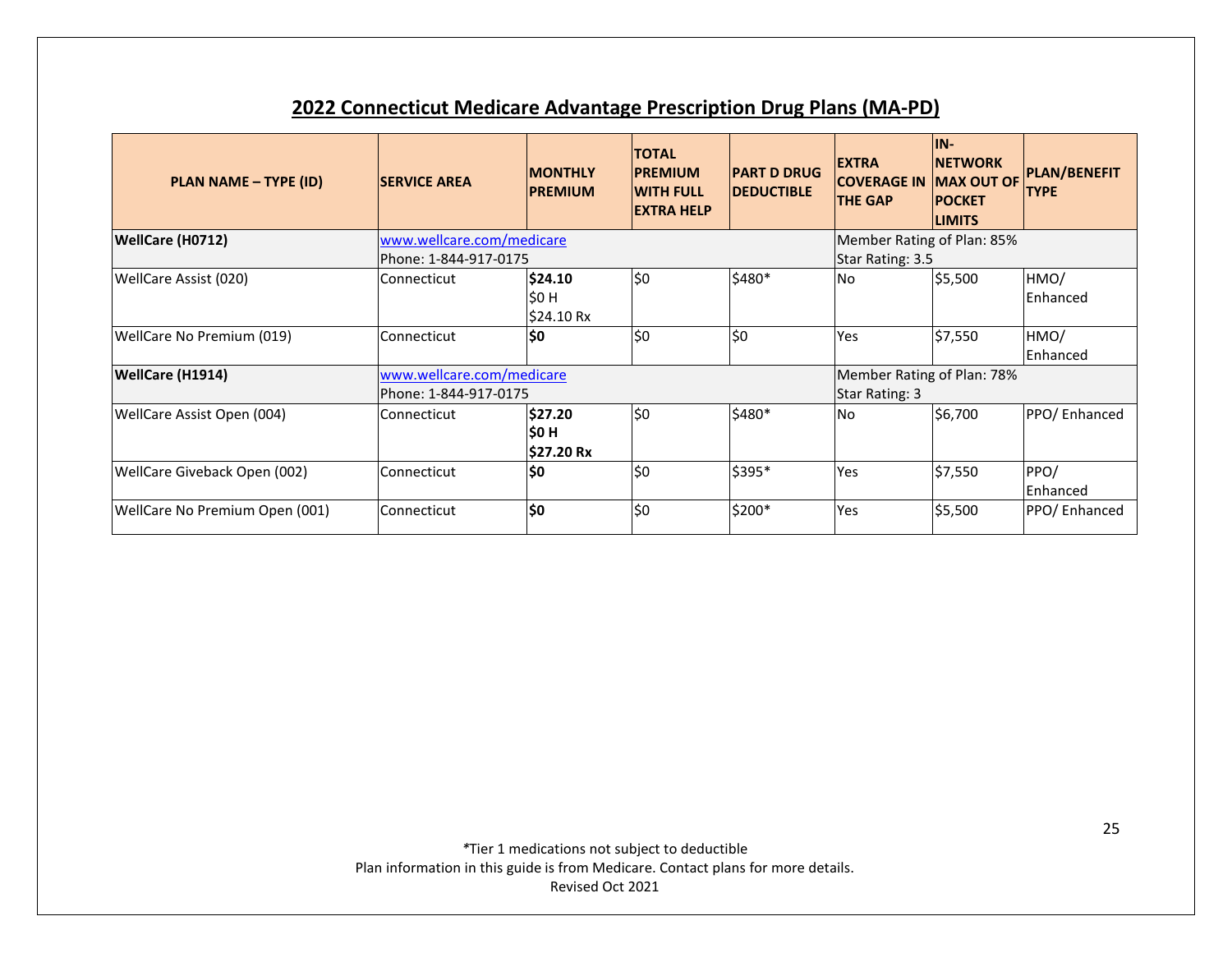## 2022 Connecticut Medicare Advantage Prescription Drug Plans (MA-PD)

| PLAN NAME – TYPE (ID) | SERVICE AREA | MONTHLY PREMIUM | TOTAL PREMIUM WITH FULL EXTRA HELP | PART D DRUG DEDUCTIBLE | EXTRA COVERAGE IN THE GAP | IN-NETWORK MAX OUT OF POCKET LIMITS | PLAN/BENEFIT TYPE |
|---|---|---|---|---|---|---|---|
| **WellCare (H0712)** | www.wellcare.com/medicare<br>Phone: 1-844-917-0175 | | | | Member Rating of Plan: 85%<br>Star Rating: 3.5 | | |
| WellCare Assist (020) | Connecticut | **$24.10**<br>$0 H<br>$24.10 Rx | $0 | $480* | No | $5,500 | HMO/ Enhanced |
| WellCare No Premium (019) | Connecticut | **$0** | $0 | $0 | Yes | $7,550 | HMO/ Enhanced |
| **WellCare (H1914)** | www.wellcare.com/medicare<br>Phone: 1-844-917-0175 | | | | Member Rating of Plan: 78%<br>Star Rating: 3 | | |
| WellCare Assist Open (004) | Connecticut | **$27.20**<br>**$0 H**<br>**$27.20 Rx** | $0 | $480* | No | $6,700 | PPO/ Enhanced |
| WellCare Giveback Open (002) | Connecticut | **$0** | $0 | $395* | Yes | $7,550 | PPO/ Enhanced |
| WellCare No Premium Open (001) | Connecticut | **$0** | $0 | $200* | Yes | $5,500 | PPO/ Enhanced |

*Tier 1 medications not subject to deductible
Plan information in this guide is from Medicare. Contact plans for more details.
Revised Oct 2021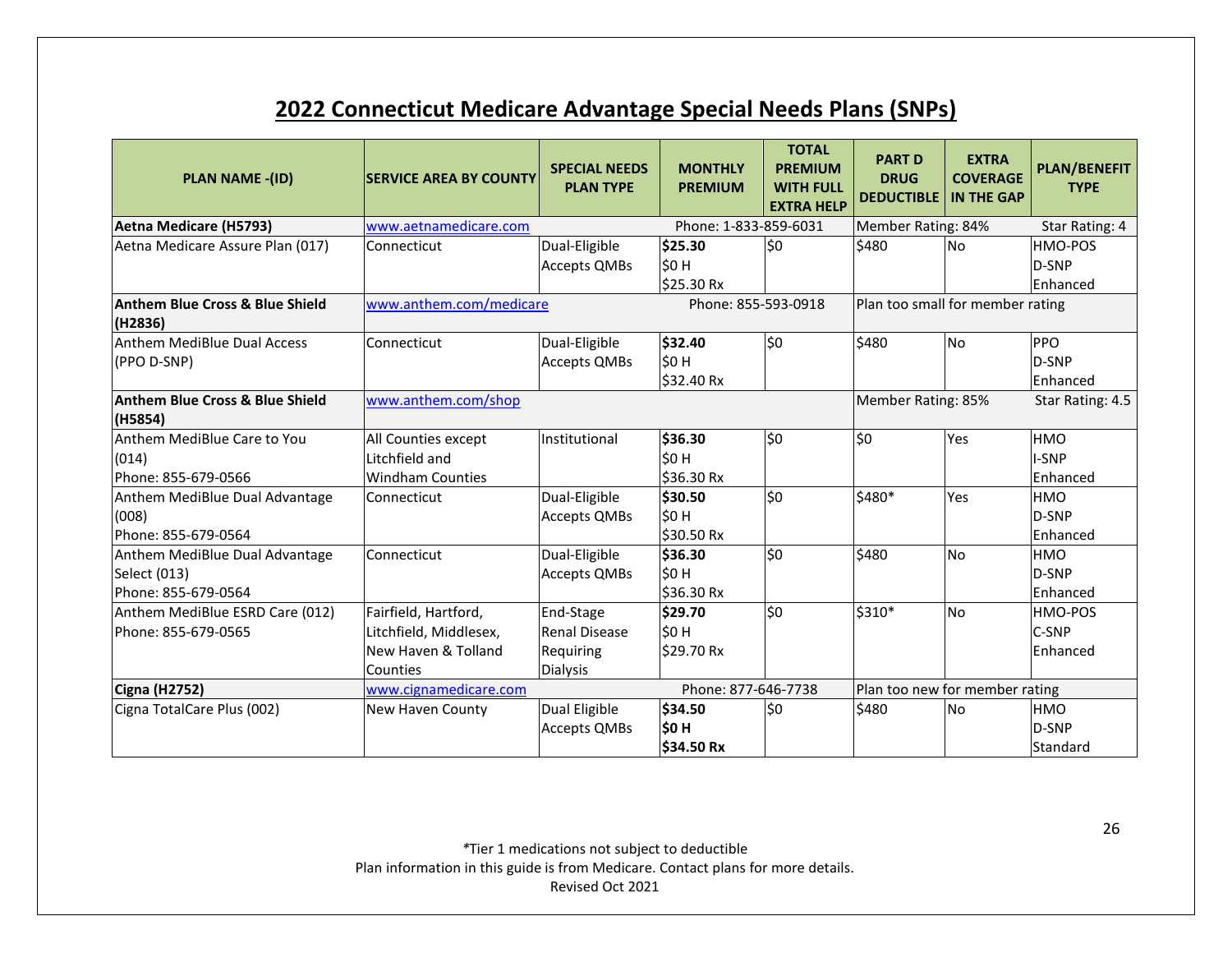## 2022 Connecticut Medicare Advantage Special Needs Plans (SNPs)

| PLAN NAME -(ID) | SERVICE AREA BY COUNTY | SPECIAL NEEDS PLAN TYPE | MONTHLY PREMIUM | TOTAL PREMIUM WITH FULL EXTRA HELP | PART D DRUG DEDUCTIBLE | EXTRA COVERAGE IN THE GAP | PLAN/BENEFIT TYPE |
|---|---|---|---|---|---|---|---|
| **Aetna Medicare (H5793)** | www.aetnamedicare.com | | Phone: 1-833-859-6031 | | Member Rating: 84% | | Star Rating: 4 |
| Aetna Medicare Assure Plan (017) | Connecticut | Dual-Eligible Accepts QMBs | **$25.30** $0 H $25.30 Rx | $0 | $480 | No | HMO-POS D-SNP Enhanced |
| **Anthem Blue Cross & Blue Shield (H2836)** | www.anthem.com/medicare | | Phone: 855-593-0918 | | Plan too small for member rating | | |
| Anthem MediBlue Dual Access (PPO D-SNP) | Connecticut | Dual-Eligible Accepts QMBs | **$32.40** $0 H $32.40 Rx | $0 | $480 | No | PPO D-SNP Enhanced |
| **Anthem Blue Cross & Blue Shield (H5854)** | www.anthem.com/shop | | | | Member Rating: 85% | | Star Rating: 4.5 |
| Anthem MediBlue Care to You (014) Phone: 855-679-0566 | All Counties except Litchfield and Windham Counties | Institutional | **$36.30** $0 H $36.30 Rx | $0 | $0 | Yes | HMO I-SNP Enhanced |
| Anthem MediBlue Dual Advantage (008) Phone: 855-679-0564 | Connecticut | Dual-Eligible Accepts QMBs | **$30.50** $0 H $30.50 Rx | $0 | $480* | Yes | HMO D-SNP Enhanced |
| Anthem MediBlue Dual Advantage Select (013) Phone: 855-679-0564 | Connecticut | Dual-Eligible Accepts QMBs | **$36.30** $0 H $36.30 Rx | $0 | $480 | No | HMO D-SNP Enhanced |
| Anthem MediBlue ESRD Care (012) Phone: 855-679-0565 | Fairfield, Hartford, Litchfield, Middlesex, New Haven & Tolland Counties | End-Stage Renal Disease Requiring Dialysis | **$29.70** $0 H $29.70 Rx | $0 | $310* | No | HMO-POS C-SNP Enhanced |
| **Cigna (H2752)** | www.cignamedicare.com | | Phone: 877-646-7738 | | Plan too new for member rating | | |
| Cigna TotalCare Plus (002) | New Haven County | Dual Eligible Accepts QMBs | **$34.50** **$0 H** **$34.50 Rx** | $0 | $480 | No | HMO D-SNP Standard |

*Tier 1 medications not subject to deductible

Plan information in this guide is from Medicare. Contact plans for more details.

Revised Oct 2021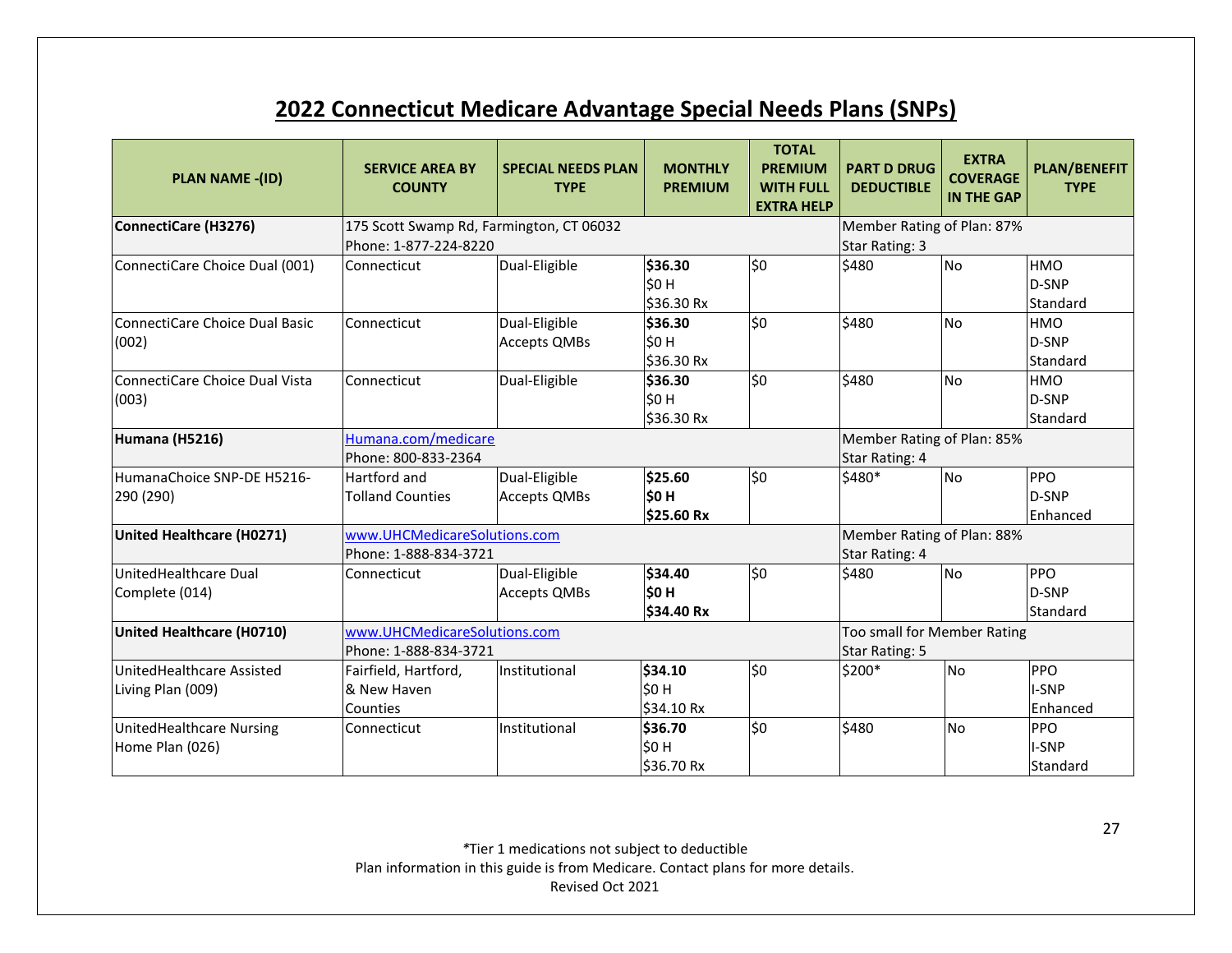## 2022 Connecticut Medicare Advantage Special Needs Plans (SNPs)

| PLAN NAME -(ID) | SERVICE AREA BY COUNTY | SPECIAL NEEDS PLAN TYPE | MONTHLY PREMIUM | TOTAL PREMIUM WITH FULL EXTRA HELP | PART D DRUG DEDUCTIBLE | EXTRA COVERAGE IN THE GAP | PLAN/BENEFIT TYPE |
|---|---|---|---|---|---|---|---|
| **ConnectiCare (H3276)** | 175 Scott Swamp Rd, Farmington, CT 06032<br>Phone: 1-877-224-8220 | | | | Member Rating of Plan: 87%<br>Star Rating: 3 | | |
| ConnectiCare Choice Dual (001) | Connecticut | Dual-Eligible | **$36.30**<br>$0 H<br>$36.30 Rx | $0 | $480 | No | HMO<br>D-SNP<br>Standard |
| ConnectiCare Choice Dual Basic (002) | Connecticut | Dual-Eligible<br>Accepts QMBs | **$36.30**<br>$0 H<br>$36.30 Rx | $0 | $480 | No | HMO<br>D-SNP<br>Standard |
| ConnectiCare Choice Dual Vista (003) | Connecticut | Dual-Eligible | **$36.30**<br>$0 H<br>$36.30 Rx | $0 | $480 | No | HMO<br>D-SNP<br>Standard |
| **Humana (H5216)** | Humana.com/medicare<br>Phone: 800-833-2364 | | | | Member Rating of Plan: 85%<br>Star Rating: 4 | | |
| HumanaChoice SNP-DE H5216-290 (290) | Hartford and Tolland Counties | Dual-Eligible<br>Accepts QMBs | **$25.60**<br>**$0 H**<br>**$25.60 Rx** | $0 | $480* | No | PPO<br>D-SNP<br>Enhanced |
| **United Healthcare (H0271)** | www.UHCMedicareSolutions.com<br>Phone: 1-888-834-3721 | | | | Member Rating of Plan: 88%<br>Star Rating: 4 | | |
| UnitedHealthcare Dual Complete (014) | Connecticut | Dual-Eligible<br>Accepts QMBs | **$34.40**<br>**$0 H**<br>**$34.40 Rx** | $0 | $480 | No | PPO<br>D-SNP<br>Standard |
| **United Healthcare (H0710)** | www.UHCMedicareSolutions.com<br>Phone: 1-888-834-3721 | | | | Too small for Member Rating<br>Star Rating: 5 | | |
| UnitedHealthcare Assisted Living Plan (009) | Fairfield, Hartford, & New Haven Counties | Institutional | **$34.10**<br>$0 H<br>$34.10 Rx | $0 | $200* | No | PPO<br>I-SNP<br>Enhanced |
| UnitedHealthcare Nursing Home Plan (026) | Connecticut | Institutional | **$36.70**<br>$0 H<br>$36.70 Rx | $0 | $480 | No | PPO<br>I-SNP<br>Standard |

*Tier 1 medications not subject to deductible

Plan information in this guide is from Medicare. Contact plans for more details.

Revised Oct 2021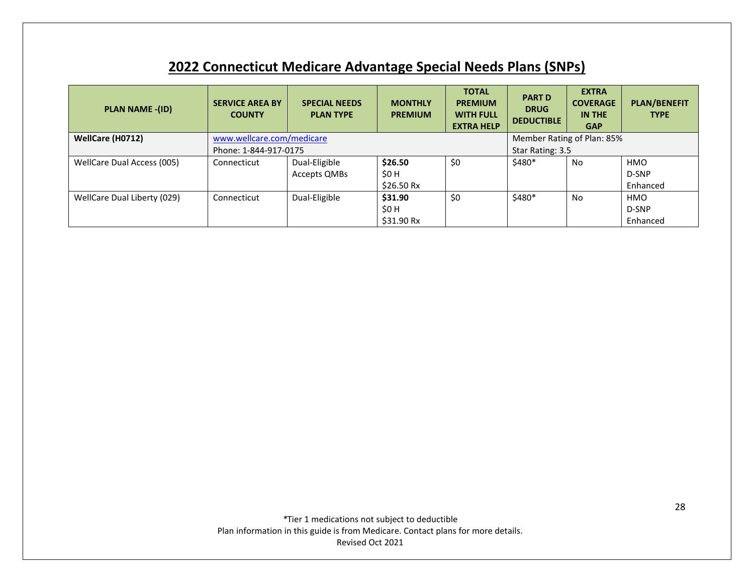## 2022 Connecticut Medicare Advantage Special Needs Plans (SNPs)

| PLAN NAME -(ID) | SERVICE AREA BY COUNTY | SPECIAL NEEDS PLAN TYPE | MONTHLY PREMIUM | TOTAL PREMIUM WITH FULL EXTRA HELP | PART D DRUG DEDUCTIBLE | EXTRA COVERAGE IN THE GAP | PLAN/BENEFIT TYPE |
|---|---|---|---|---|---|---|---|
| **WellCare (H0712)** | www.wellcare.com/medicare Phone: 1-844-917-0175 | | | | Member Rating of Plan: 85% Star Rating: 3.5 | | |
| WellCare Dual Access (005) | Connecticut | Dual-Eligible Accepts QMBs | **$26.50** $0 H $26.50 Rx | $0 | $480* | No | HMO D-SNP Enhanced |
| WellCare Dual Liberty (029) | Connecticut | Dual-Eligible | **$31.90** $0 H $31.90 Rx | $0 | $480* | No | HMO D-SNP Enhanced |

*Tier 1 medications not subject to deductible

Plan information in this guide is from Medicare. Contact plans for more details.

Revised Oct 2021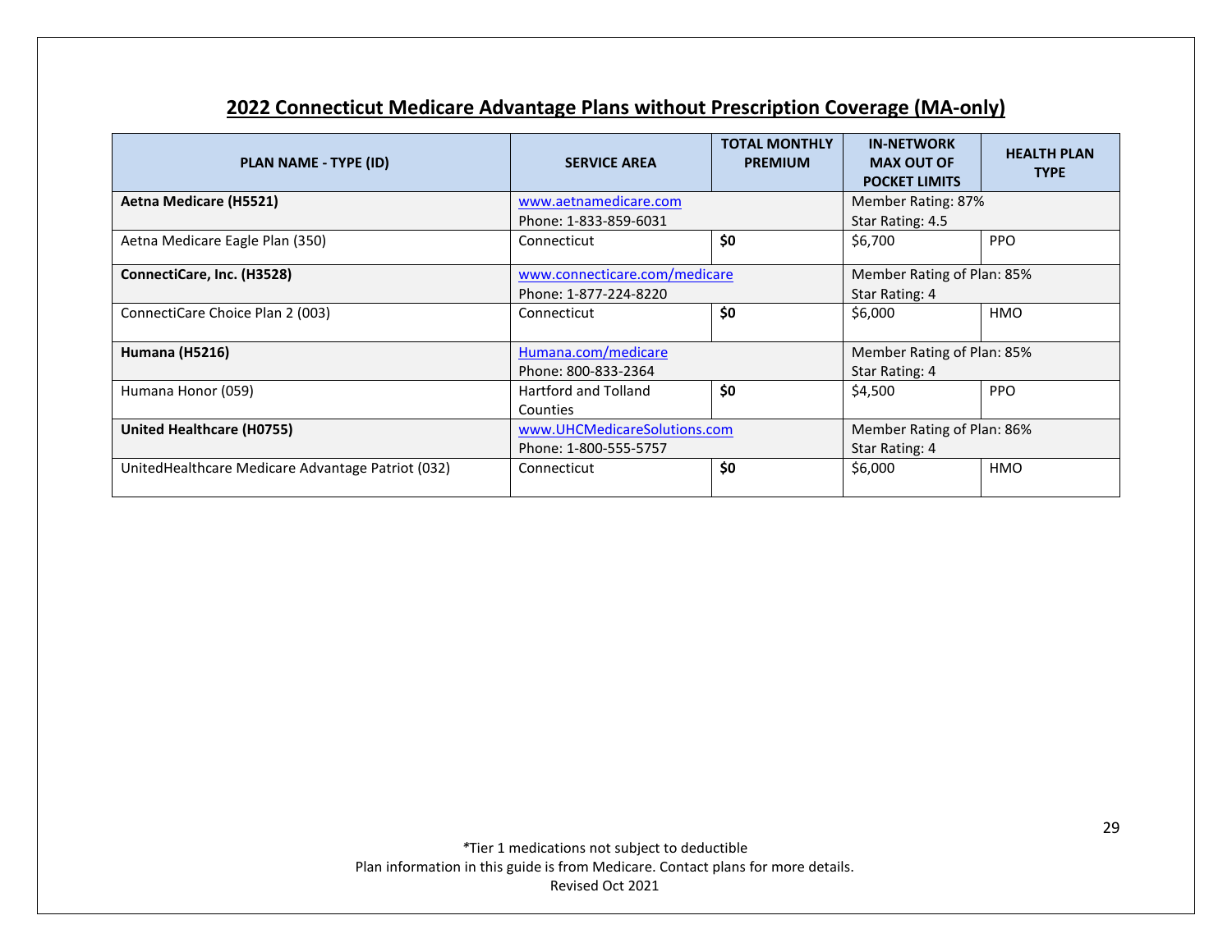## 2022 Connecticut Medicare Advantage Plans without Prescription Coverage (MA-only)

| PLAN NAME - TYPE (ID) | SERVICE AREA | TOTAL MONTHLY PREMIUM | IN-NETWORK MAX OUT OF POCKET LIMITS | HEALTH PLAN TYPE |
|---|---|---|---|---|
| **Aetna Medicare (H5521)** | www.aetnamedicare.com<br>Phone: 1-833-859-6031 | | Member Rating: 87%<br>Star Rating: 4.5 | |
| Aetna Medicare Eagle Plan (350) | Connecticut | **$0** | $6,700 | PPO |
| **ConnectiCare, Inc. (H3528)** | www.connecticare.com/medicare<br>Phone: 1-877-224-8220 | | Member Rating of Plan: 85%<br>Star Rating: 4 | |
| ConnectiCare Choice Plan 2 (003) | Connecticut | **$0** | $6,000 | HMO |
| **Humana (H5216)** | Humana.com/medicare<br>Phone: 800-833-2364 | | Member Rating of Plan: 85%<br>Star Rating: 4 | |
| Humana Honor (059) | Hartford and Tolland Counties | **$0** | $4,500 | PPO |
| **United Healthcare (H0755)** | www.UHCMedicareSolutions.com<br>Phone: 1-800-555-5757 | | Member Rating of Plan: 86%<br>Star Rating: 4 | |
| UnitedHealthcare Medicare Advantage Patriot (032) | Connecticut | **$0** | $6,000 | HMO |

*Tier 1 medications not subject to deductible
Plan information in this guide is from Medicare. Contact plans for more details.
Revised Oct 2021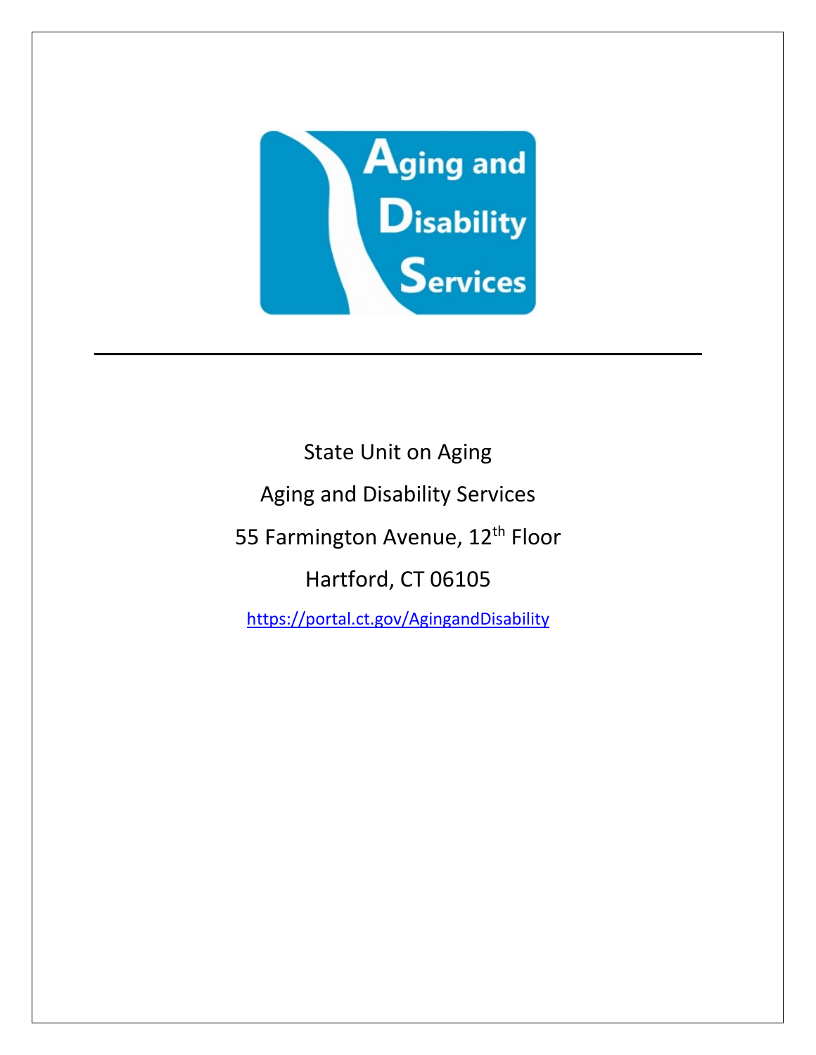Aging and Disability Services

---

State Unit on Aging

Aging and Disability Services

55 Farmington Avenue, 12th Floor

Hartford, CT 06105

https://portal.ct.gov/AgingandDisability